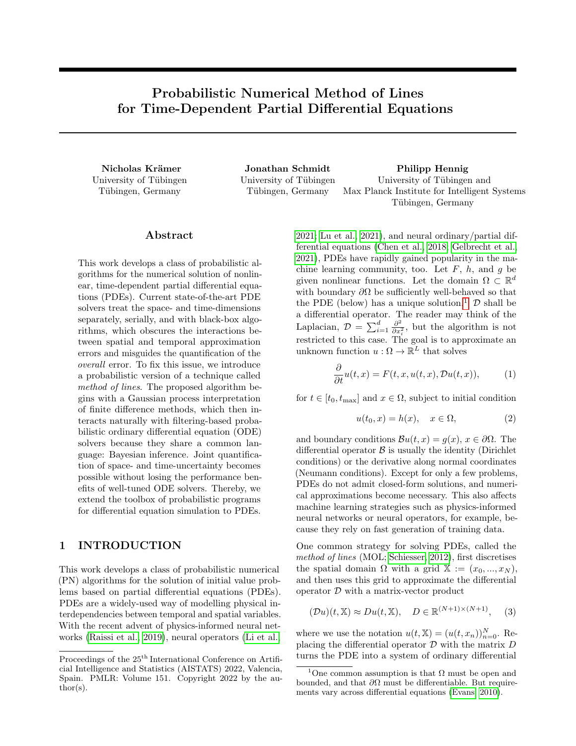# Probabilistic Numerical Method of Lines for Time-Dependent Partial Differential Equations

**Nicholas Krämer**
University of Tübingen
Tübingen, Germany

**Jonathan Schmidt**
University of Tübingen
Tübingen, Germany

**Philipp Hennig**
University of Tübingen and
Max Planck Institute for Intelligent Systems
Tübingen, Germany

## Abstract

This work develops a class of probabilistic algorithms for the numerical solution of nonlinear, time-dependent partial differential equations (PDEs). Current state-of-the-art PDE solvers treat the space- and time-dimensions separately, serially, and with black-box algorithms, which obscures the interactions between spatial and temporal approximation errors and misguides the quantification of the *overall* error. To fix this issue, we introduce a probabilistic version of a technique called *method of lines*. The proposed algorithm begins with a Gaussian process interpretation of finite difference methods, which then interacts naturally with filtering-based probabilistic ordinary differential equation (ODE) solvers because they share a common language: Bayesian inference. Joint quantification of space- and time-uncertainty becomes possible without losing the performance benefits of well-tuned ODE solvers. Thereby, we extend the toolbox of probabilistic programs for differential equation simulation to PDEs.

## 1 INTRODUCTION

This work develops a class of probabilistic numerical (PN) algorithms for the solution of initial value problems based on partial differential equations (PDEs). PDEs are a widely-used way of modelling physical interdependencies between temporal and spatial variables. With the recent advent of physics-informed neural networks (Raissi et al., 2019), neural operators (Li et al., 2021; Lu et al., 2021), and neural ordinary/partial differential equations (Chen et al., 2018; Gelbrecht et al., 2021), PDEs have rapidly gained popularity in the machine learning community, too. Let $F$, $h$, and $g$ be given nonlinear functions. Let the domain $\Omega \subset \mathbb{R}^d$ with boundary $\partial\Omega$ be sufficiently well-behaved so that the PDE (below) has a unique solution.[1] $\mathcal{D}$ shall be a differential operator. The reader may think of the Laplacian, $\mathcal{D} = \sum_{i=1}^d \frac{\partial^2}{\partial x_i^2}$, but the algorithm is not restricted to this case. The goal is to approximate an unknown function $u : \Omega \to \mathbb{R}^L$ that solves

$$\frac{\partial}{\partial t} u(t,x) = F(t, x, u(t,x), \mathcal{D}u(t,x)), \tag{1}$$

for $t \in [t_0, t_{\max}]$ and $x \in \Omega$, subject to initial condition

$$u(t_0, x) = h(x), \quad x \in \Omega, \tag{2}$$

and boundary conditions $\mathcal{B}u(t,x) = g(x)$, $x \in \partial\Omega$. The differential operator $\mathcal{B}$ is usually the identity (Dirichlet conditions) or the derivative along normal coordinates (Neumann conditions). Except for only a few problems, PDEs do not admit closed-form solutions, and numerical approximations become necessary. This also affects machine learning strategies such as physics-informed neural networks or neural operators, for example, because they rely on fast generation of training data.

One common strategy for solving PDEs, called the *method of lines* (MOL; Schiesser, 2012), first discretises the spatial domain $\Omega$ with a grid $\mathbb{X} := (x_0, ..., x_N)$, and then uses this grid to approximate the differential operator $\mathcal{D}$ with a matrix-vector product

$$(\mathcal{D}u)(t, \mathbb{X}) \approx Du(t, \mathbb{X}), \quad D \in \mathbb{R}^{(N+1)\times(N+1)}, \tag{3}$$

where we use the notation $u(t, \mathbb{X}) = (u(t, x_n))_{n=0}^N$. Replacing the differential operator $\mathcal{D}$ with the matrix $D$ turns the PDE into a system of ordinary differential

[1] One common assumption is that $\Omega$ must be open and bounded, and that $\partial\Omega$ must be differentiable. But requirements vary across differential equations (Evans, 2010).

Proceedings of the 25[th] International Conference on Artificial Intelligence and Statistics (AISTATS) 2022, Valencia, Spain. PMLR: Volume 151. Copyright 2022 by the author(s).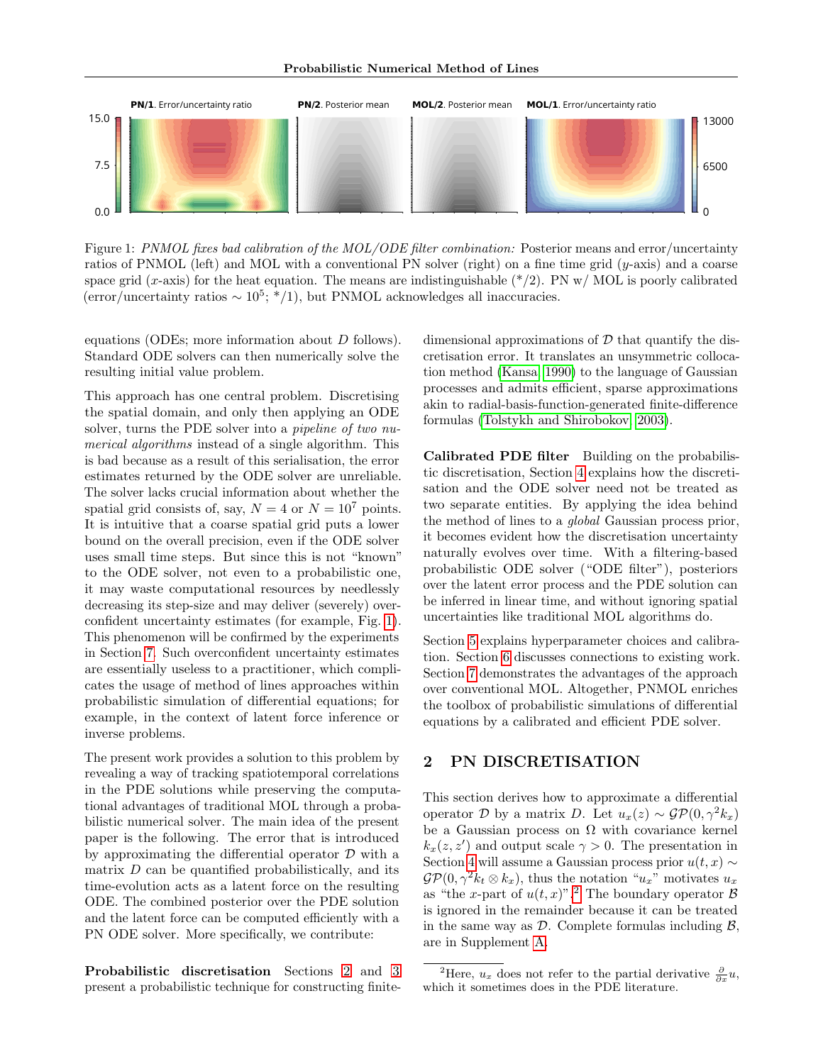Figure 1: *PNMOL fixes bad calibration of the MOL/ODE filter combination:* Posterior means and error/uncertainty ratios of PNMOL (left) and MOL with a conventional PN solver (right) on a fine time grid ($y$-axis) and a coarse space grid ($x$-axis) for the heat equation. The means are indistinguishable (*/2). PN w/ MOL is poorly calibrated (error/uncertainty ratios $\sim 10^5$; */1), but PNMOL acknowledges all inaccuracies.

equations (ODEs; more information about $D$ follows). Standard ODE solvers can then numerically solve the resulting initial value problem.

This approach has one central problem. Discretising the spatial domain, and only then applying an ODE solver, turns the PDE solver into a *pipeline of two numerical algorithms* instead of a single algorithm. This is bad because as a result of this serialisation, the error estimates returned by the ODE solver are unreliable. The solver lacks crucial information about whether the spatial grid consists of, say, $N = 4$ or $N = 10^7$ points. It is intuitive that a coarse spatial grid puts a lower bound on the overall precision, even if the ODE solver uses small time steps. But since this is not "known" to the ODE solver, not even to a probabilistic one, it may waste computational resources by needlessly decreasing its step-size and may deliver (severely) overconfident uncertainty estimates (for example, Fig. 1). This phenomenon will be confirmed by the experiments in Section 7. Such overconfident uncertainty estimates are essentially useless to a practitioner, which complicates the usage of method of lines approaches within probabilistic simulation of differential equations; for example, in the context of latent force inference or inverse problems.

The present work provides a solution to this problem by revealing a way of tracking spatiotemporal correlations in the PDE solutions while preserving the computational advantages of traditional MOL through a probabilistic numerical solver. The main idea of the present paper is the following. The error that is introduced by approximating the differential operator $\mathcal{D}$ with a matrix $D$ can be quantified probabilistically, and its time-evolution acts as a latent force on the resulting ODE. The combined posterior over the PDE solution and the latent force can be computed efficiently with a PN ODE solver. More specifically, we contribute:

**Probabilistic discretisation** Sections 2 and 3 present a probabilistic technique for constructing finite-dimensional approximations of $\mathcal{D}$ that quantify the discretisation error. It translates an unsymmetric collocation method (Kansa, 1990) to the language of Gaussian processes and admits efficient, sparse approximations akin to radial-basis-function-generated finite-difference formulas (Tolstykh and Shirobokov, 2003).

**Calibrated PDE filter** Building on the probabilistic discretisation, Section 4 explains how the discretisation and the ODE solver need not be treated as two separate entities. By applying the idea behind the method of lines to a *global* Gaussian process prior, it becomes evident how the discretisation uncertainty naturally evolves over time. With a filtering-based probabilistic ODE solver ("ODE filter"), posteriors over the latent error process and the PDE solution can be inferred in linear time, and without ignoring spatial uncertainties like traditional MOL algorithms do.

Section 5 explains hyperparameter choices and calibration. Section 6 discusses connections to existing work. Section 7 demonstrates the advantages of the approach over conventional MOL. Altogether, PNMOL enriches the toolbox of probabilistic simulations of differential equations by a calibrated and efficient PDE solver.

## 2 PN DISCRETISATION

This section derives how to approximate a differential operator $\mathcal{D}$ by a matrix $D$. Let $u_x(z) \sim \mathcal{GP}(0, \gamma^2 k_x)$ be a Gaussian process on $\Omega$ with covariance kernel $k_x(z, z')$ and output scale $\gamma > 0$. The presentation in Section 4 will assume a Gaussian process prior $u(t, x) \sim \mathcal{GP}(0, \gamma^2 k_t \otimes k_x)$, thus the notation "$u_x$" motivates $u_x$ as "the $x$-part of $u(t, x)$".[2] The boundary operator $\mathcal{B}$ is ignored in the remainder because it can be treated in the same way as $\mathcal{D}$. Complete formulas including $\mathcal{B}$, are in Supplement A.

[2]Here, $u_x$ does not refer to the partial derivative $\frac{\partial}{\partial x} u$, which it sometimes does in the PDE literature.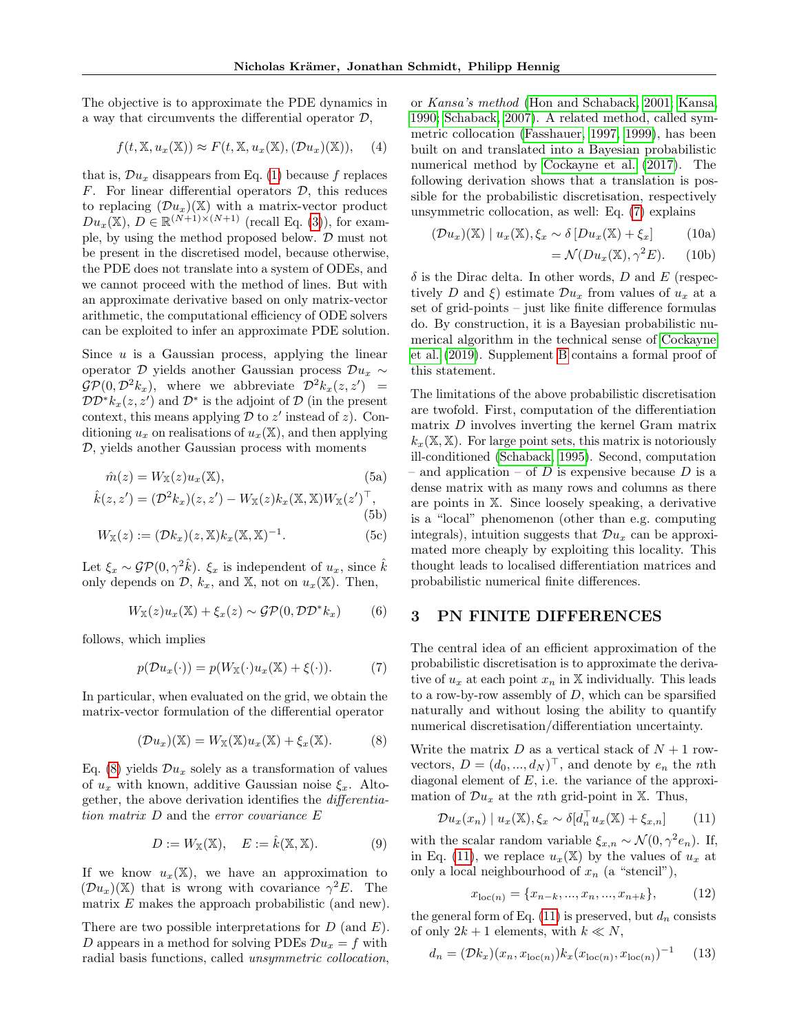The objective is to approximate the PDE dynamics in a way that circumvents the differential operator $\mathcal{D}$,

$$f(t, \mathbb{X}, u_x(\mathbb{X})) \approx F(t, \mathbb{X}, u_x(\mathbb{X}), (\mathcal{D}u_x)(\mathbb{X})), \quad (4)$$

that is, $\mathcal{D}u_x$ disappears from Eq. (1) because $f$ replaces $F$. For linear differential operators $\mathcal{D}$, this reduces to replacing $(\mathcal{D}u_x)(\mathbb{X})$ with a matrix-vector product $Du_x(\mathbb{X})$, $D \in \mathbb{R}^{(N+1)\times(N+1)}$ (recall Eq. (3)), for example, by using the method proposed below. $\mathcal{D}$ must not be present in the discretised model, because otherwise, the PDE does not translate into a system of ODEs, and we cannot proceed with the method of lines. But with an approximate derivative based on only matrix-vector arithmetic, the computational efficiency of ODE solvers can be exploited to infer an approximate PDE solution.

Since $u$ is a Gaussian process, applying the linear operator $\mathcal{D}$ yields another Gaussian process $\mathcal{D}u_x \sim \mathcal{GP}(0, \mathcal{D}^2 k_x)$, where we abbreviate $\mathcal{D}^2 k_x(z, z') = \mathcal{D}\mathcal{D}^* k_x(z, z')$ and $\mathcal{D}^*$ is the adjoint of $\mathcal{D}$ (in the present context, this means applying $\mathcal{D}$ to $z'$ instead of $z$). Conditioning $u_x$ on realisations of $u_x(\mathbb{X})$, and then applying $\mathcal{D}$, yields another Gaussian process with moments

$$\hat{m}(z) = W_{\mathbb{X}}(z) u_x(\mathbb{X}), \quad (5a)$$

$$\hat{k}(z, z') = (\mathcal{D}^2 k_x)(z, z') - W_{\mathbb{X}}(z) k_x(\mathbb{X}, \mathbb{X}) W_{\mathbb{X}}(z')^\top, \quad (5b)$$

$$W_{\mathbb{X}}(z) := (\mathcal{D}k_x)(z, \mathbb{X}) k_x(\mathbb{X}, \mathbb{X})^{-1}. \quad (5c)$$

Let $\xi_x \sim \mathcal{GP}(0, \gamma^2 \hat{k})$. $\xi_x$ is independent of $u_x$, since $\hat{k}$ only depends on $\mathcal{D}$, $k_x$, and $\mathbb{X}$, not on $u_x(\mathbb{X})$. Then,

$$W_{\mathbb{X}}(z) u_x(\mathbb{X}) + \xi_x(z) \sim \mathcal{GP}(0, \mathcal{D}\mathcal{D}^* k_x) \quad (6)$$

follows, which implies

$$p(\mathcal{D}u_x(\cdot)) = p(W_{\mathbb{X}}(\cdot) u_x(\mathbb{X}) + \xi(\cdot)). \quad (7)$$

In particular, when evaluated on the grid, we obtain the matrix-vector formulation of the differential operator

$$(\mathcal{D}u_x)(\mathbb{X}) = W_{\mathbb{X}}(\mathbb{X}) u_x(\mathbb{X}) + \xi_x(\mathbb{X}). \quad (8)$$

Eq. (8) yields $\mathcal{D}u_x$ solely as a transformation of values of $u_x$ with known, additive Gaussian noise $\xi_x$. Altogether, the above derivation identifies the *differentiation matrix* $D$ and the *error covariance* $E$

$$D := W_{\mathbb{X}}(\mathbb{X}), \quad E := \hat{k}(\mathbb{X}, \mathbb{X}). \quad (9)$$

If we know $u_x(\mathbb{X})$, we have an approximation to $(\mathcal{D}u_x)(\mathbb{X})$ that is wrong with covariance $\gamma^2 E$. The matrix $E$ makes the approach probabilistic (and new).

There are two possible interpretations for $D$ (and $E$). $D$ appears in a method for solving PDEs $\mathcal{D}u_x = f$ with radial basis functions, called *unsymmetric collocation*, or *Kansa's method* (Hon and Schaback, 2001; Kansa, 1990; Schaback, 2007). A related method, called symmetric collocation (Fasshauer, 1997, 1999), has been built on and translated into a Bayesian probabilistic numerical method by Cockayne et al. (2017). The following derivation shows that a translation is possible for the probabilistic discretisation, respectively unsymmetric collocation, as well: Eq. (7) explains

$$(\mathcal{D}u_x)(\mathbb{X}) \mid u_x(\mathbb{X}), \xi_x \sim \delta\left[Du_x(\mathbb{X}) + \xi_x\right] \quad (10a)$$

$$= \mathcal{N}(Du_x(\mathbb{X}), \gamma^2 E). \quad (10b)$$

$\delta$ is the Dirac delta. In other words, $D$ and $E$ (respectively $D$ and $\xi$) estimate $\mathcal{D}u_x$ from values of $u_x$ at a set of grid-points – just like finite difference formulas do. By construction, it is a Bayesian probabilistic numerical algorithm in the technical sense of Cockayne et al. (2019). Supplement B contains a formal proof of this statement.

The limitations of the above probabilistic discretisation are twofold. First, computation of the differentiation matrix $D$ involves inverting the kernel Gram matrix $k_x(\mathbb{X}, \mathbb{X})$. For large point sets, this matrix is notoriously ill-conditioned (Schaback, 1995). Second, computation – and application – of $D$ is expensive because $D$ is a dense matrix with as many rows and columns as there are points in $\mathbb{X}$. Since loosely speaking, a derivative is a "local" phenomenon (other than e.g. computing integrals), intuition suggests that $\mathcal{D}u_x$ can be approximated more cheaply by exploiting this locality. This thought leads to localised differentiation matrices and probabilistic numerical finite differences.

## 3 PN FINITE DIFFERENCES

The central idea of an efficient approximation of the probabilistic discretisation is to approximate the derivative of $u_x$ at each point $x_n$ in $\mathbb{X}$ individually. This leads to a row-by-row assembly of $D$, which can be sparsified naturally and without losing the ability to quantify numerical discretisation/differentiation uncertainty.

Write the matrix $D$ as a vertical stack of $N+1$ row-vectors, $D = (d_0, ..., d_N)^\top$, and denote by $e_n$ the $n$th diagonal element of $E$, i.e. the variance of the approximation of $\mathcal{D}u_x$ at the $n$th grid-point in $\mathbb{X}$. Thus,

$$\mathcal{D}u_x(x_n) \mid u_x(\mathbb{X}), \xi_x \sim \delta[d_n^\top u_x(\mathbb{X}) + \xi_{x,n}] \quad (11)$$

with the scalar random variable $\xi_{x,n} \sim \mathcal{N}(0, \gamma^2 e_n)$. If, in Eq. (11), we replace $u_x(\mathbb{X})$ by the values of $u_x$ at only a local neighbourhood of $x_n$ (a "stencil"),

$$x_{\text{loc}(n)} = \{x_{n-k}, ..., x_n, ..., x_{n+k}\}, \quad (12)$$

the general form of Eq. (11) is preserved, but $d_n$ consists of only $2k+1$ elements, with $k \ll N$,

$$d_n = (\mathcal{D}k_x)(x_n, x_{\text{loc}(n)}) k_x(x_{\text{loc}(n)}, x_{\text{loc}(n)})^{-1} \quad (13)$$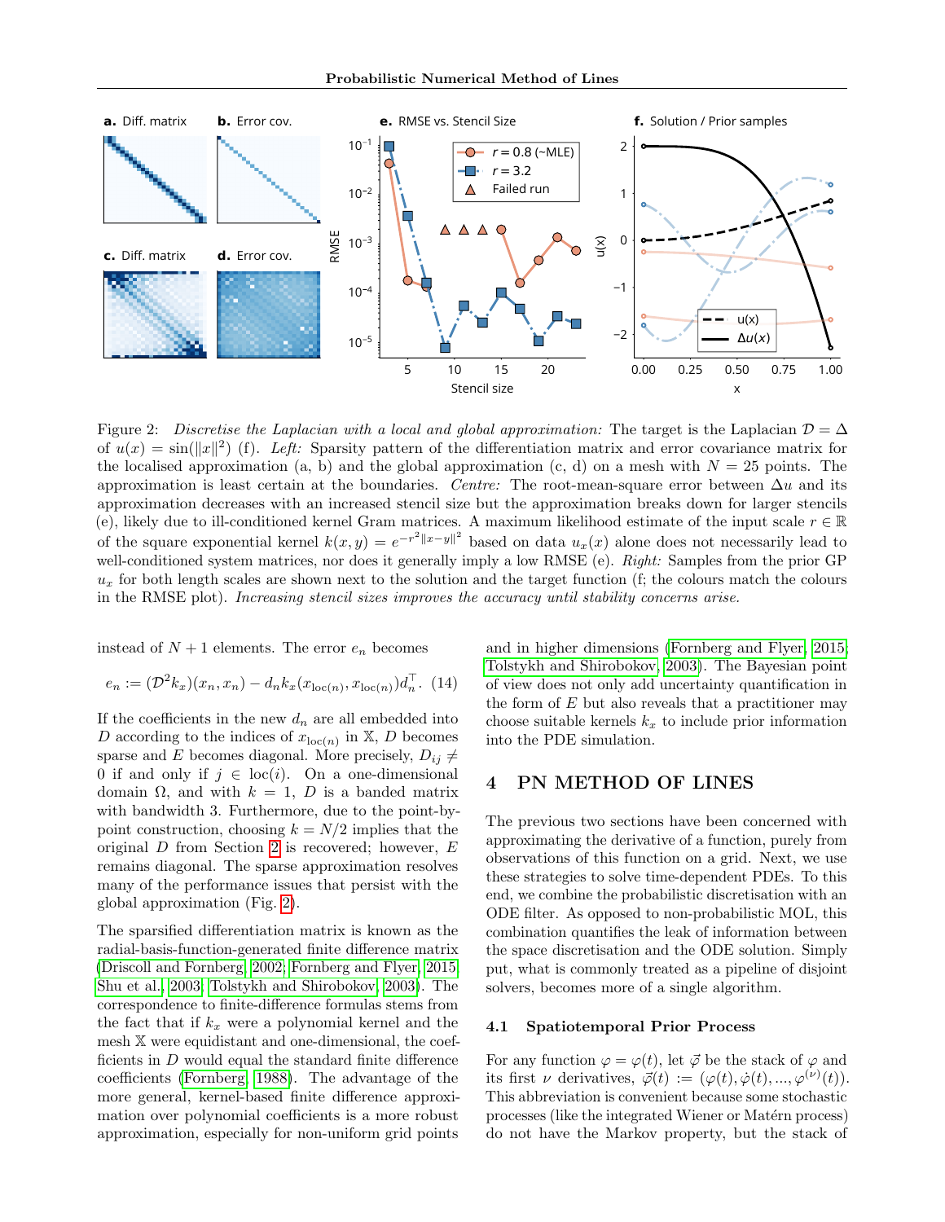Figure 2: *Discretise the Laplacian with a local and global approximation:* The target is the Laplacian $\mathcal{D} = \Delta$ of $u(x) = \sin(\|x\|^2)$ (f). *Left:* Sparsity pattern of the differentiation matrix and error covariance matrix for the localised approximation (a, b) and the global approximation (c, d) on a mesh with $N = 25$ points. The approximation is least certain at the boundaries. *Centre:* The root-mean-square error between $\Delta u$ and its approximation decreases with an increased stencil size but the approximation breaks down for larger stencils (e), likely due to ill-conditioned kernel Gram matrices. A maximum likelihood estimate of the input scale $r \in \mathbb{R}$ of the square exponential kernel $k(x, y) = e^{-r^2\|x-y\|^2}$ based on data $u_x(x)$ alone does not necessarily lead to well-conditioned system matrices, nor does it generally imply a low RMSE (e). *Right:* Samples from the prior GP $u_x$ for both length scales are shown next to the solution and the target function (f; the colours match the colours in the RMSE plot). *Increasing stencil sizes improves the accuracy until stability concerns arise.*

instead of $N + 1$ elements. The error $e_n$ becomes

$$e_n := (\mathcal{D}^2 k_x)(x_n, x_n) - d_n k_x(x_{\mathrm{loc}(n)}, x_{\mathrm{loc}(n)}) d_n^\top. \quad (14)$$

If the coefficients in the new $d_n$ are all embedded into $D$ according to the indices of $x_{\mathrm{loc}(n)}$ in $\mathbb{X}$, $D$ becomes sparse and $E$ becomes diagonal. More precisely, $D_{ij} \neq 0$ if and only if $j \in \mathrm{loc}(i)$. On a one-dimensional domain $\Omega$, and with $k = 1$, $D$ is a banded matrix with bandwidth 3. Furthermore, due to the point-by-point construction, choosing $k = N/2$ implies that the original $D$ from Section 2 is recovered; however, $E$ remains diagonal. The sparse approximation resolves many of the performance issues that persist with the global approximation (Fig. 2).

The sparsified differentiation matrix is known as the radial-basis-function-generated finite difference matrix (Driscoll and Fornberg, 2002; Fornberg and Flyer, 2015; Shu et al., 2003; Tolstykh and Shirobokov, 2003). The correspondence to finite-difference formulas stems from the fact that if $k_x$ were a polynomial kernel and the mesh $\mathbb{X}$ were equidistant and one-dimensional, the coefficients in $D$ would equal the standard finite difference coefficients (Fornberg, 1988). The advantage of the more general, kernel-based finite difference approximation over polynomial coefficients is a more robust approximation, especially for non-uniform grid points and in higher dimensions (Fornberg and Flyer, 2015; Tolstykh and Shirobokov, 2003). The Bayesian point of view does not only add uncertainty quantification in the form of $E$ but also reveals that a practitioner may choose suitable kernels $k_x$ to include prior information into the PDE simulation.

## 4 PN METHOD OF LINES

The previous two sections have been concerned with approximating the derivative of a function, purely from observations of this function on a grid. Next, we use these strategies to solve time-dependent PDEs. To this end, we combine the probabilistic discretisation with an ODE filter. As opposed to non-probabilistic MOL, this combination quantifies the leak of information between the space discretisation and the ODE solution. Simply put, what is commonly treated as a pipeline of disjoint solvers, becomes more of a single algorithm.

### 4.1 Spatiotemporal Prior Process

For any function $\varphi = \varphi(t)$, let $\vec{\varphi}$ be the stack of $\varphi$ and its first $\nu$ derivatives, $\vec{\varphi}(t) := (\varphi(t), \dot{\varphi}(t), ..., \varphi^{(\nu)}(t))$. This abbreviation is convenient because some stochastic processes (like the integrated Wiener or Matérn process) do not have the Markov property, but the stack of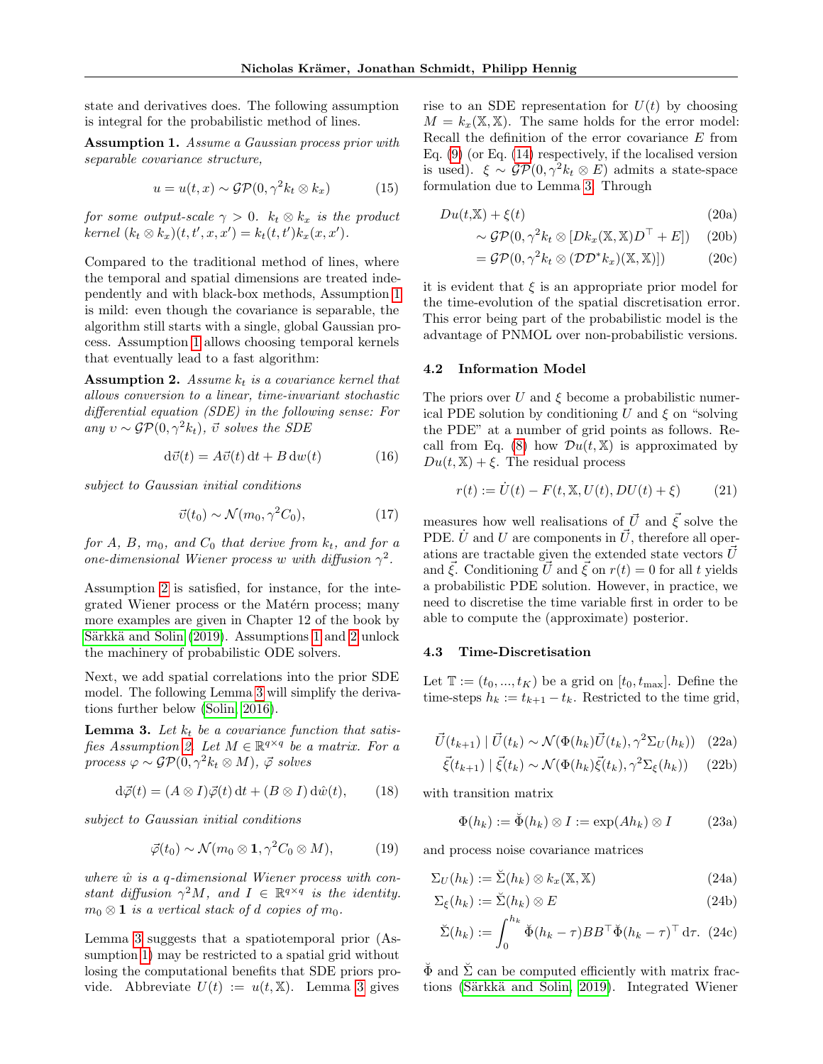state and derivatives does. The following assumption is integral for the probabilistic method of lines.

**Assumption 1.** *Assume a Gaussian process prior with separable covariance structure,*

$$u = u(t, x) \sim \mathcal{GP}(0, \gamma^2 k_t \otimes k_x) \tag{15}$$

*for some output-scale $\gamma > 0$. $k_t \otimes k_x$ is the product kernel $(k_t \otimes k_x)(t, t', x, x') = k_t(t, t')k_x(x, x')$.*

Compared to the traditional method of lines, where the temporal and spatial dimensions are treated independently and with black-box methods, Assumption 1 is mild: even though the covariance is separable, the algorithm still starts with a single, global Gaussian process. Assumption 1 allows choosing temporal kernels that eventually lead to a fast algorithm:

**Assumption 2.** *Assume $k_t$ is a covariance kernel that allows conversion to a linear, time-invariant stochastic differential equation (SDE) in the following sense: For any $\upsilon \sim \mathcal{GP}(0, \gamma^2 k_t)$, $\vec{\upsilon}$ solves the SDE*

$$\mathrm{d}\vec{\upsilon}(t) = A\vec{\upsilon}(t)\,\mathrm{d}t + B\,\mathrm{d}w(t) \tag{16}$$

*subject to Gaussian initial conditions*

$$\vec{\upsilon}(t_0) \sim \mathcal{N}(m_0, \gamma^2 C_0), \tag{17}$$

*for $A$, $B$, $m_0$, and $C_0$ that derive from $k_t$, and for a one-dimensional Wiener process $w$ with diffusion $\gamma^2$.*

Assumption 2 is satisfied, for instance, for the integrated Wiener process or the Matérn process; many more examples are given in Chapter 12 of the book by Särkkä and Solin (2019). Assumptions 1 and 2 unlock the machinery of probabilistic ODE solvers.

Next, we add spatial correlations into the prior SDE model. The following Lemma 3 will simplify the derivations further below (Solin, 2016).

**Lemma 3.** *Let $k_t$ be a covariance function that satisfies Assumption 2. Let $M \in \mathbb{R}^{q\times q}$ be a matrix. For a process $\varphi \sim \mathcal{GP}(0, \gamma^2 k_t \otimes M)$, $\vec{\varphi}$ solves*

$$\mathrm{d}\vec{\varphi}(t) = (A \otimes I)\vec{\varphi}(t)\,\mathrm{d}t + (B \otimes I)\,\mathrm{d}\hat{w}(t), \tag{18}$$

*subject to Gaussian initial conditions*

$$\vec{\varphi}(t_0) \sim \mathcal{N}(m_0 \otimes \mathbf{1}, \gamma^2 C_0 \otimes M), \tag{19}$$

*where $\hat{w}$ is a $q$-dimensional Wiener process with constant diffusion $\gamma^2 M$, and $I \in \mathbb{R}^{q\times q}$ is the identity. $m_0 \otimes \mathbf{1}$ is a vertical stack of $d$ copies of $m_0$.*

Lemma 3 suggests that a spatiotemporal prior (Assumption 1) may be restricted to a spatial grid without losing the computational benefits that SDE priors provide. Abbreviate $U(t) := u(t, \mathbb{X})$. Lemma 3 gives rise to an SDE representation for $U(t)$ by choosing $M = k_x(\mathbb{X}, \mathbb{X})$. The same holds for the error model: Recall the definition of the error covariance $E$ from Eq. (9) (or Eq. (14) respectively, if the localised version is used). $\xi \sim \mathcal{GP}(0, \gamma^2 k_t \otimes E)$ admits a state-space formulation due to Lemma 3. Through

$$\begin{aligned} &Du(t,\mathbb{X}) + \xi(t) && \text{(20a)}\\ &\quad\sim \mathcal{GP}(0, \gamma^2 k_t \otimes [Dk_x(\mathbb{X}, \mathbb{X})D^\top + E]) && \text{(20b)}\\ &\quad= \mathcal{GP}(0, \gamma^2 k_t \otimes (\mathcal{D}\mathcal{D}^* k_x)(\mathbb{X}, \mathbb{X})]) && \text{(20c)} \end{aligned}$$

it is evident that $\xi$ is an appropriate prior model for the time-evolution of the spatial discretisation error. This error being part of the probabilistic model is the advantage of PNMOL over non-probabilistic versions.

### 4.2 Information Model

The priors over $U$ and $\xi$ become a probabilistic numerical PDE solution by conditioning $U$ and $\xi$ on "solving the PDE" at a number of grid points as follows. Recall from Eq. (8) how $\mathcal{D}u(t, \mathbb{X})$ is approximated by $Du(t, \mathbb{X}) + \xi$. The residual process

$$r(t) := \dot{U}(t) - F(t, \mathbb{X}, U(t), DU(t) + \xi) \tag{21}$$

measures how well realisations of $\vec{U}$ and $\vec{\xi}$ solve the PDE. $\dot{U}$ and $U$ are components in $\vec{U}$, therefore all operations are tractable given the extended state vectors $\vec{U}$ and $\vec{\xi}$. Conditioning $\vec{U}$ and $\vec{\xi}$ on $r(t) = 0$ for all $t$ yields a probabilistic PDE solution. However, in practice, we need to discretise the time variable first in order to be able to compute the (approximate) posterior.

### 4.3 Time-Discretisation

Let $\mathbb{T} := (t_0, ..., t_K)$ be a grid on $[t_0, t_{\max}]$. Define the time-steps $h_k := t_{k+1} - t_k$. Restricted to the time grid,

$$\vec{U}(t_{k+1}) \mid \vec{U}(t_k) \sim \mathcal{N}(\Phi(h_k)\vec{U}(t_k), \gamma^2\Sigma_U(h_k)) \tag{22a}$$

$$\vec{\xi}(t_{k+1}) \mid \vec{\xi}(t_k) \sim \mathcal{N}(\Phi(h_k)\vec{\xi}(t_k), \gamma^2\Sigma_\xi(h_k)) \tag{22b}$$

with transition matrix

$$\Phi(h_k) := \breve{\Phi}(h_k) \otimes I := \exp(Ah_k) \otimes I \tag{23a}$$

and process noise covariance matrices

$$\Sigma_U(h_k) := \breve{\Sigma}(h_k) \otimes k_x(\mathbb{X}, \mathbb{X}) \tag{24a}$$

$$\Sigma_\xi(h_k) := \breve{\Sigma}(h_k) \otimes E \tag{24b}$$

$$\breve{\Sigma}(h_k) := \int_0^{h_k} \breve{\Phi}(h_k - \tau)BB^\top\breve{\Phi}(h_k - \tau)^\top\,\mathrm{d}\tau. \tag{24c}$$

$\breve{\Phi}$ and $\breve{\Sigma}$ can be computed efficiently with matrix fractions (Särkkä and Solin, 2019). Integrated Wiener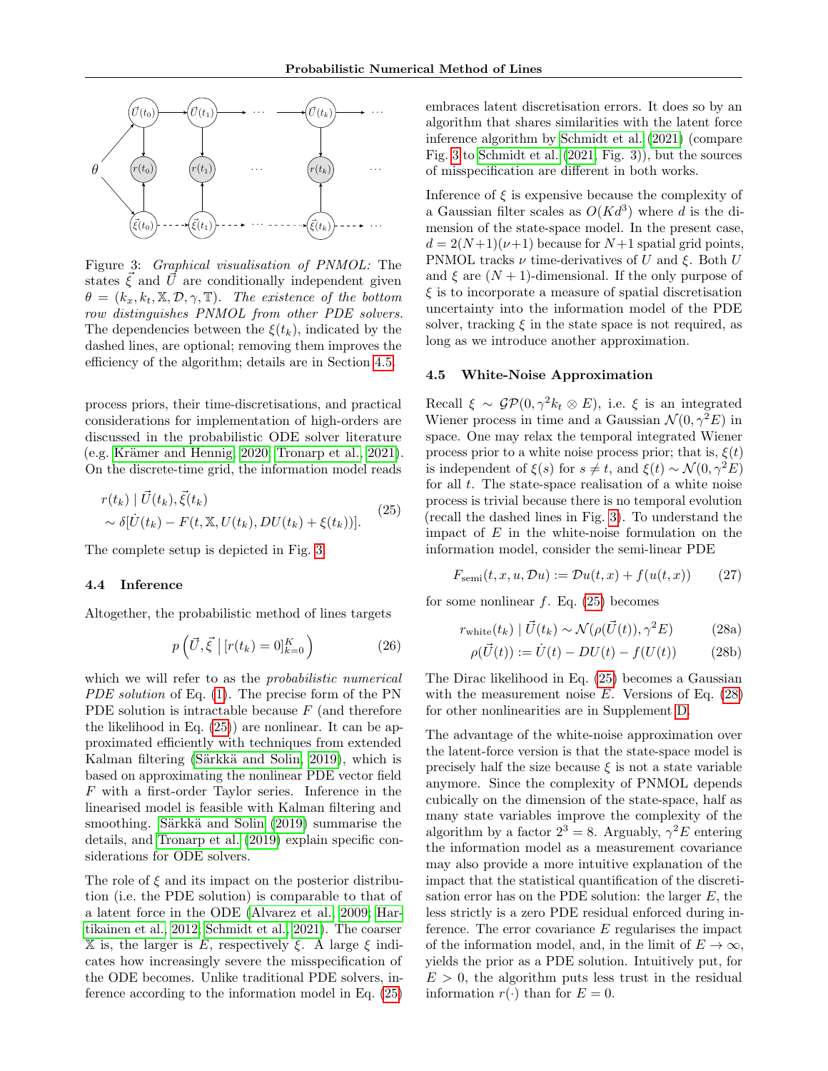Figure 3: *Graphical visualisation of PNMOL:* The states $\vec{\xi}$ and $\vec{U}$ are conditionally independent given $\theta = (k_x, k_t, \mathbb{X}, \mathcal{D}, \gamma, \mathbb{T})$. *The existence of the bottom row distinguishes PNMOL from other PDE solvers.* The dependencies between the $\xi(t_k)$, indicated by the dashed lines, are optional; removing them improves the efficiency of the algorithm; details are in Section 4.5.

process priors, their time-discretisations, and practical considerations for implementation of high-orders are discussed in the probabilistic ODE solver literature (e.g. Krämer and Hennig, 2020; Tronarp et al., 2021). On the discrete-time grid, the information model reads

$$
\begin{aligned}
&r(t_k) \mid \vec{U}(t_k), \vec{\xi}(t_k) \\
&\sim \delta[\dot{U}(t_k) - F(t, \mathbb{X}, U(t_k), DU(t_k) + \xi(t_k))].
\end{aligned} \tag{25}
$$

The complete setup is depicted in Fig. 3.

### 4.4 Inference

Altogether, the probabilistic method of lines targets

$$
p\left(\vec{U}, \vec{\xi} \mid [r(t_k) = 0]_{k=0}^{K}\right) \tag{26}
$$

which we will refer to as the *probabilistic numerical PDE solution* of Eq. (1). The precise form of the PN PDE solution is intractable because $F$ (and therefore the likelihood in Eq. (25)) are nonlinear. It can be approximated efficiently with techniques from extended Kalman filtering (Särkkä and Solin, 2019), which is based on approximating the nonlinear PDE vector field $F$ with a first-order Taylor series. Inference in the linearised model is feasible with Kalman filtering and smoothing. Särkkä and Solin (2019) summarise the details, and Tronarp et al. (2019) explain specific considerations for ODE solvers.

The role of $\xi$ and its impact on the posterior distribution (i.e. the PDE solution) is comparable to that of a latent force in the ODE (Alvarez et al., 2009; Hartikainen et al., 2012; Schmidt et al., 2021). The coarser $\mathbb{X}$ is, the larger is $E$, respectively $\xi$. A large $\xi$ indicates how increasingly severe the misspecification of the ODE becomes. Unlike traditional PDE solvers, inference according to the information model in Eq. (25) embraces latent discretisation errors. It does so by an algorithm that shares similarities with the latent force inference algorithm by Schmidt et al. (2021) (compare Fig. 3 to Schmidt et al. (2021, Fig. 3)), but the sources of misspecification are different in both works.

Inference of $\xi$ is expensive because the complexity of a Gaussian filter scales as $O(Kd^3)$ where $d$ is the dimension of the state-space model. In the present case, $d = 2(N+1)(\nu+1)$ because for $N+1$ spatial grid points, PNMOL tracks $\nu$ time-derivatives of $U$ and $\xi$. Both $U$ and $\xi$ are $(N+1)$-dimensional. If the only purpose of $\xi$ is to incorporate a measure of spatial discretisation uncertainty into the information model of the PDE solver, tracking $\xi$ in the state space is not required, as long as we introduce another approximation.

### 4.5 White-Noise Approximation

Recall $\xi \sim \mathcal{GP}(0, \gamma^2 k_t \otimes E)$, i.e. $\xi$ is an integrated Wiener process in time and a Gaussian $\mathcal{N}(0, \gamma^2 E)$ in space. One may relax the temporal integrated Wiener process prior to a white noise process prior; that is, $\xi(t)$ is independent of $\xi(s)$ for $s \neq t$, and $\xi(t) \sim \mathcal{N}(0, \gamma^2 E)$ for all $t$. The state-space realisation of a white noise process is trivial because there is no temporal evolution (recall the dashed lines in Fig. 3). To understand the impact of $E$ in the white-noise formulation on the information model, consider the semi-linear PDE

$$
F_{\text{semi}}(t, x, u, \mathcal{D}u) := \mathcal{D}u(t, x) + f(u(t, x)) \tag{27}
$$

for some nonlinear $f$. Eq. (25) becomes

$$
r_{\text{white}}(t_k) \mid \vec{U}(t_k) \sim \mathcal{N}(\rho(\vec{U}(t)), \gamma^2 E) \tag{28a}
$$

$$
\rho(\vec{U}(t)) := \dot{U}(t) - DU(t) - f(U(t)) \tag{28b}
$$

The Dirac likelihood in Eq. (25) becomes a Gaussian with the measurement noise $E$. Versions of Eq. (28) for other nonlinearities are in Supplement D.

The advantage of the white-noise approximation over the latent-force version is that the state-space model is precisely half the size because $\xi$ is not a state variable anymore. Since the complexity of PNMOL depends cubically on the dimension of the state-space, half as many state variables improve the complexity of the algorithm by a factor $2^3 = 8$. Arguably, $\gamma^2 E$ entering the information model as a measurement covariance may also provide a more intuitive explanation of the impact that the statistical quantification of the discretisation error has on the PDE solution: the larger $E$, the less strictly is a zero PDE residual enforced during inference. The error covariance $E$ regularises the impact of the information model, and, in the limit of $E \to \infty$, yields the prior as a PDE solution. Intuitively put, for $E > 0$, the algorithm puts less trust in the residual information $r(\cdot)$ than for $E = 0$.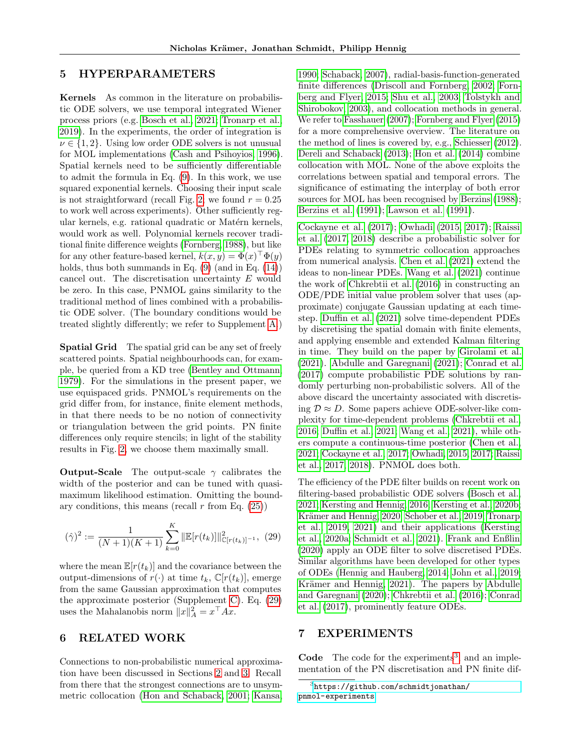## 5 HYPERPARAMETERS

**Kernels** As common in the literature on probabilistic ODE solvers, we use temporal integrated Wiener process priors (e.g. Bosch et al., 2021; Tronarp et al., 2019). In the experiments, the order of integration is $\nu \in \{1, 2\}$. Using low order ODE solvers is not unusual for MOL implementations (Cash and Psihoyios, 1996). Spatial kernels need to be sufficiently differentiable to admit the formula in Eq. (9). In this work, we use squared exponential kernels. Choosing their input scale is not straightforward (recall Fig. 2; we found $r = 0.25$ to work well across experiments). Other sufficiently regular kernels, e.g. rational quadratic or Matérn kernels, would work as well. Polynomial kernels recover traditional finite difference weights (Fornberg, 1988), but like for any other feature-based kernel, $k(x, y) = \Phi(x)^\top \Phi(y)$ holds, thus both summands in Eq. (9) (and in Eq. (14)) cancel out. The discretisation uncertainty $E$ would be zero. In this case, PNMOL gains similarity to the traditional method of lines combined with a probabilistic ODE solver. (The boundary conditions would be treated slightly differently; we refer to Supplement A.)

**Spatial Grid** The spatial grid can be any set of freely scattered points. Spatial neighbourhoods can, for example, be queried from a KD tree (Bentley and Ottmann, 1979). For the simulations in the present paper, we use equispaced grids. PNMOL's requirements on the grid differ from, for instance, finite element methods, in that there needs to be no notion of connectivity or triangulation between the grid points. PN finite differences only require stencils; in light of the stability results in Fig. 2, we choose them maximally small.

**Output-Scale** The output-scale $\gamma$ calibrates the width of the posterior and can be tuned with quasi-maximum likelihood estimation. Omitting the boundary conditions, this means (recall $r$ from Eq. (25))

$$(\hat{\gamma})^2 := \frac{1}{(N+1)(K+1)} \sum_{k=0}^{K} \|\mathbb{E}[r(t_k)]\|^2_{\mathbb{C}[r(t_k)]^{-1}}, \quad (29)$$

where the mean $\mathbb{E}[r(t_k)]$ and the covariance between the output-dimensions of $r(\cdot)$ at time $t_k$, $\mathbb{C}[r(t_k)]$, emerge from the same Gaussian approximation that computes the approximate posterior (Supplement C). Eq. (29) uses the Mahalanobis norm $\|x\|^2_A = x^\top A x$.

## 6 RELATED WORK

Connections to non-probabilistic numerical approximation have been discussed in Sections 2 and 3. Recall from there that the strongest connections are to unsymmetric collocation (Hon and Schaback, 2001; Kansa, 1990; Schaback, 2007), radial-basis-function-generated finite differences (Driscoll and Fornberg, 2002; Fornberg and Flyer, 2015; Shu et al., 2003; Tolstykh and Shirobokov, 2003), and collocation methods in general. We refer to Fasshauer (2007); Fornberg and Flyer (2015) for a more comprehensive overview. The literature on the method of lines is covered by, e.g., Schiesser (2012). Dereli and Schaback (2013); Hon et al. (2014) combine collocation with MOL. None of the above exploits the correlations between spatial and temporal errors. The significance of estimating the interplay of both error sources for MOL has been recognised by Berzins (1988); Berzins et al. (1991); Lawson et al. (1991).

Cockayne et al. (2017); Owhadi (2015, 2017); Raissi et al. (2017, 2018) describe a probabilistic solver for PDEs relating to symmetric collocation approaches from numerical analysis. Chen et al. (2021) extend the ideas to non-linear PDEs. Wang et al. (2021) continue the work of Chkrebtii et al. (2016) in constructing an ODE/PDE initial value problem solver that uses (approximate) conjugate Gaussian updating at each timestep. Duffin et al. (2021) solve time-dependent PDEs by discretising the spatial domain with finite elements, and applying ensemble and extended Kalman filtering in time. They build on the paper by Girolami et al. (2021). Abdulle and Garegnani (2021); Conrad et al. (2017) compute probabilistic PDE solutions by randomly perturbing non-probabilistic solvers. All of the above discard the uncertainty associated with discretising $\mathcal{D} \approx D$. Some papers achieve ODE-solver-like complexity for time-dependent problems (Chkrebtii et al., 2016; Duffin et al., 2021; Wang et al., 2021), while others compute a continuous-time posterior (Chen et al., 2021; Cockayne et al., 2017; Owhadi, 2015, 2017; Raissi et al., 2017, 2018). PNMOL does both.

The efficiency of the PDE filter builds on recent work on filtering-based probabilistic ODE solvers (Bosch et al., 2021; Kersting and Hennig, 2016; Kersting et al., 2020b; Krämer and Hennig, 2020; Schober et al., 2019; Tronarp et al., 2019, 2021) and their applications (Kersting et al., 2020a; Schmidt et al., 2021). Frank and Enßlin (2020) apply an ODE filter to solve discretised PDEs. Similar algorithms have been developed for other types of ODEs (Hennig and Hauberg, 2014; John et al., 2019; Krämer and Hennig, 2021). The papers by Abdulle and Garegnani (2020); Chkrebtii et al. (2016); Conrad et al. (2017), prominently feature ODEs.

## 7 EXPERIMENTS

**Code** The code for the experiments[3] and an implementation of the PN discretisation and PN finite dif-

[3] https://github.com/schmidtjonathan/pnmol-experiments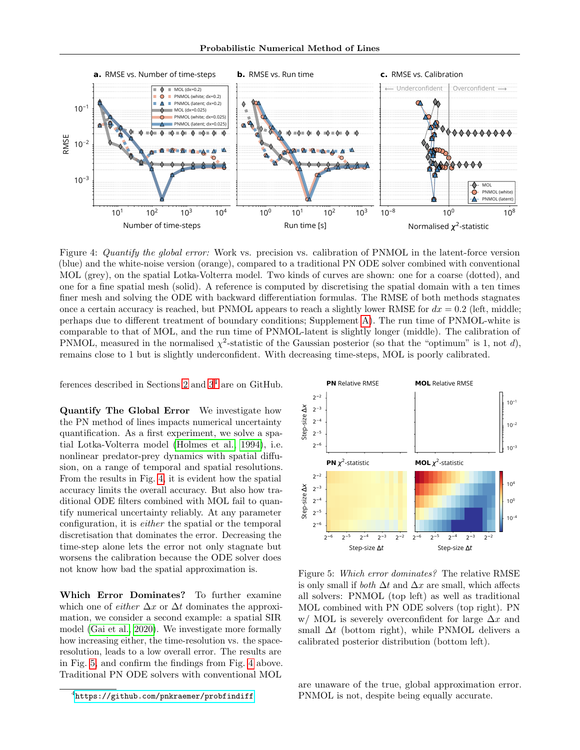Figure 4: *Quantify the global error:* Work vs. precision vs. calibration of PNMOL in the latent-force version (blue) and the white-noise version (orange), compared to a traditional PN ODE solver combined with conventional MOL (grey), on the spatial Lotka-Volterra model. Two kinds of curves are shown: one for a coarse (dotted), and one for a fine spatial mesh (solid). A reference is computed by discretising the spatial domain with a ten times finer mesh and solving the ODE with backward differentiation formulas. The RMSE of both methods stagnates once a certain accuracy is reached, but PNMOL appears to reach a slightly lower RMSE for $dx = 0.2$ (left, middle; perhaps due to different treatment of boundary conditions; Supplement A). The run time of PNMOL-white is comparable to that of MOL, and the run time of PNMOL-latent is slightly longer (middle). The calibration of PNMOL, measured in the normalised $\chi^2$-statistic of the Gaussian posterior (so that the "optimum" is 1, not $d$), remains close to 1 but is slightly underconfident. With decreasing time-steps, MOL is poorly calibrated.

ferences described in Sections 2 and 3[4] are on GitHub.

**Quantify The Global Error** We investigate how the PN method of lines impacts numerical uncertainty quantification. As a first experiment, we solve a spatial Lotka-Volterra model (Holmes et al., 1994), i.e. nonlinear predator-prey dynamics with spatial diffusion, on a range of temporal and spatial resolutions. From the results in Fig. 4, it is evident how the spatial accuracy limits the overall accuracy. But also how traditional ODE filters combined with MOL fail to quantify numerical uncertainty reliably. At any parameter configuration, it is *either* the spatial or the temporal discretisation that dominates the error. Decreasing the time-step alone lets the error not only stagnate but worsens the calibration because the ODE solver does not know how bad the spatial approximation is.

**Which Error Dominates?** To further examine which one of *either* $\Delta x$ or $\Delta t$ dominates the approximation, we consider a second example: a spatial SIR model (Gai et al., 2020). We investigate more formally how increasing either, the time-resolution vs. the space-resolution, leads to a low overall error. The results are in Fig. 5, and confirm the findings from Fig. 4 above. Traditional PN ODE solvers with conventional MOL are unaware of the true, global approximation error. PNMOL is not, despite being equally accurate.

Figure 5: *Which error dominates?* The relative RMSE is only small if *both* $\Delta t$ and $\Delta x$ are small, which affects all solvers: PNMOL (top left) as well as traditional MOL combined with PN ODE solvers (top right). PN w/ MOL is severely overconfident for large $\Delta x$ and small $\Delta t$ (bottom right), while PNMOL delivers a calibrated posterior distribution (bottom left).

[4] https://github.com/pnkraemer/probfindiff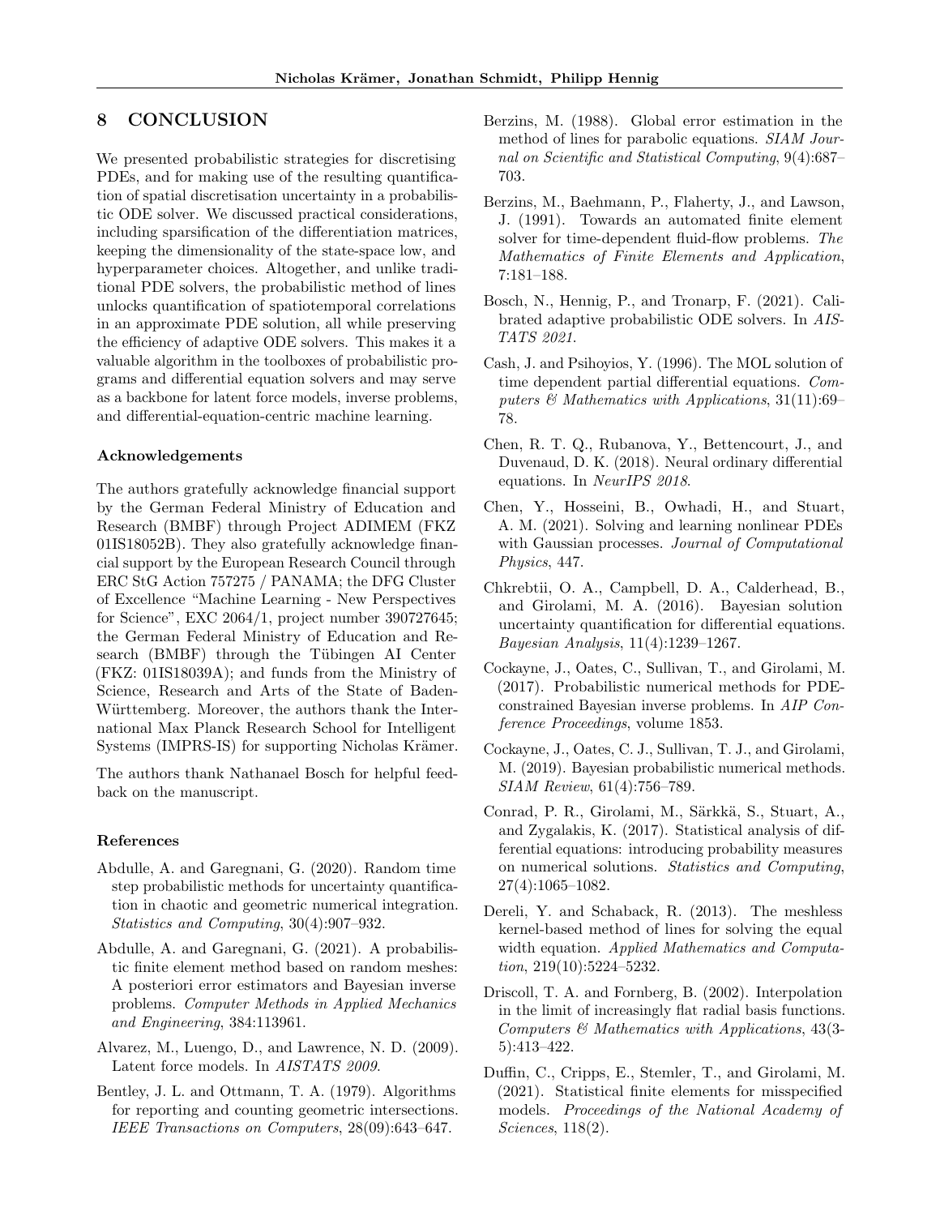## 8 CONCLUSION

We presented probabilistic strategies for discretising PDEs, and for making use of the resulting quantification of spatial discretisation uncertainty in a probabilistic ODE solver. We discussed practical considerations, including sparsification of the differentiation matrices, keeping the dimensionality of the state-space low, and hyperparameter choices. Altogether, and unlike traditional PDE solvers, the probabilistic method of lines unlocks quantification of spatiotemporal correlations in an approximate PDE solution, all while preserving the efficiency of adaptive ODE solvers. This makes it a valuable algorithm in the toolboxes of probabilistic programs and differential equation solvers and may serve as a backbone for latent force models, inverse problems, and differential-equation-centric machine learning.

#### Acknowledgements

The authors gratefully acknowledge financial support by the German Federal Ministry of Education and Research (BMBF) through Project ADIMEM (FKZ 01IS18052B). They also gratefully acknowledge financial support by the European Research Council through ERC StG Action 757275 / PANAMA; the DFG Cluster of Excellence "Machine Learning - New Perspectives for Science", EXC 2064/1, project number 390727645; the German Federal Ministry of Education and Research (BMBF) through the Tübingen AI Center (FKZ: 01IS18039A); and funds from the Ministry of Science, Research and Arts of the State of Baden-Württemberg. Moreover, the authors thank the International Max Planck Research School for Intelligent Systems (IMPRS-IS) for supporting Nicholas Krämer.

The authors thank Nathanael Bosch for helpful feedback on the manuscript.

#### References

Abdulle, A. and Garegnani, G. (2020). Random time step probabilistic methods for uncertainty quantification in chaotic and geometric numerical integration. *Statistics and Computing*, 30(4):907–932.

Abdulle, A. and Garegnani, G. (2021). A probabilistic finite element method based on random meshes: A posteriori error estimators and Bayesian inverse problems. *Computer Methods in Applied Mechanics and Engineering*, 384:113961.

Alvarez, M., Luengo, D., and Lawrence, N. D. (2009). Latent force models. In *AISTATS 2009*.

Bentley, J. L. and Ottmann, T. A. (1979). Algorithms for reporting and counting geometric intersections. *IEEE Transactions on Computers*, 28(09):643–647.

Berzins, M. (1988). Global error estimation in the method of lines for parabolic equations. *SIAM Journal on Scientific and Statistical Computing*, 9(4):687–703.

Berzins, M., Baehmann, P., Flaherty, J., and Lawson, J. (1991). Towards an automated finite element solver for time-dependent fluid-flow problems. *The Mathematics of Finite Elements and Application*, 7:181–188.

Bosch, N., Hennig, P., and Tronarp, F. (2021). Calibrated adaptive probabilistic ODE solvers. In *AISTATS 2021*.

Cash, J. and Psihoyios, Y. (1996). The MOL solution of time dependent partial differential equations. *Computers & Mathematics with Applications*, 31(11):69–78.

Chen, R. T. Q., Rubanova, Y., Bettencourt, J., and Duvenaud, D. K. (2018). Neural ordinary differential equations. In *NeurIPS 2018*.

Chen, Y., Hosseini, B., Owhadi, H., and Stuart, A. M. (2021). Solving and learning nonlinear PDEs with Gaussian processes. *Journal of Computational Physics*, 447.

Chkrebtii, O. A., Campbell, D. A., Calderhead, B., and Girolami, M. A. (2016). Bayesian solution uncertainty quantification for differential equations. *Bayesian Analysis*, 11(4):1239–1267.

Cockayne, J., Oates, C., Sullivan, T., and Girolami, M. (2017). Probabilistic numerical methods for PDE-constrained Bayesian inverse problems. In *AIP Conference Proceedings*, volume 1853.

Cockayne, J., Oates, C. J., Sullivan, T. J., and Girolami, M. (2019). Bayesian probabilistic numerical methods. *SIAM Review*, 61(4):756–789.

Conrad, P. R., Girolami, M., Särkkä, S., Stuart, A., and Zygalakis, K. (2017). Statistical analysis of differential equations: introducing probability measures on numerical solutions. *Statistics and Computing*, 27(4):1065–1082.

Dereli, Y. and Schaback, R. (2013). The meshless kernel-based method of lines for solving the equal width equation. *Applied Mathematics and Computation*, 219(10):5224–5232.

Driscoll, T. A. and Fornberg, B. (2002). Interpolation in the limit of increasingly flat radial basis functions. *Computers & Mathematics with Applications*, 43(3-5):413–422.

Duffin, C., Cripps, E., Stemler, T., and Girolami, M. (2021). Statistical finite elements for misspecified models. *Proceedings of the National Academy of Sciences*, 118(2).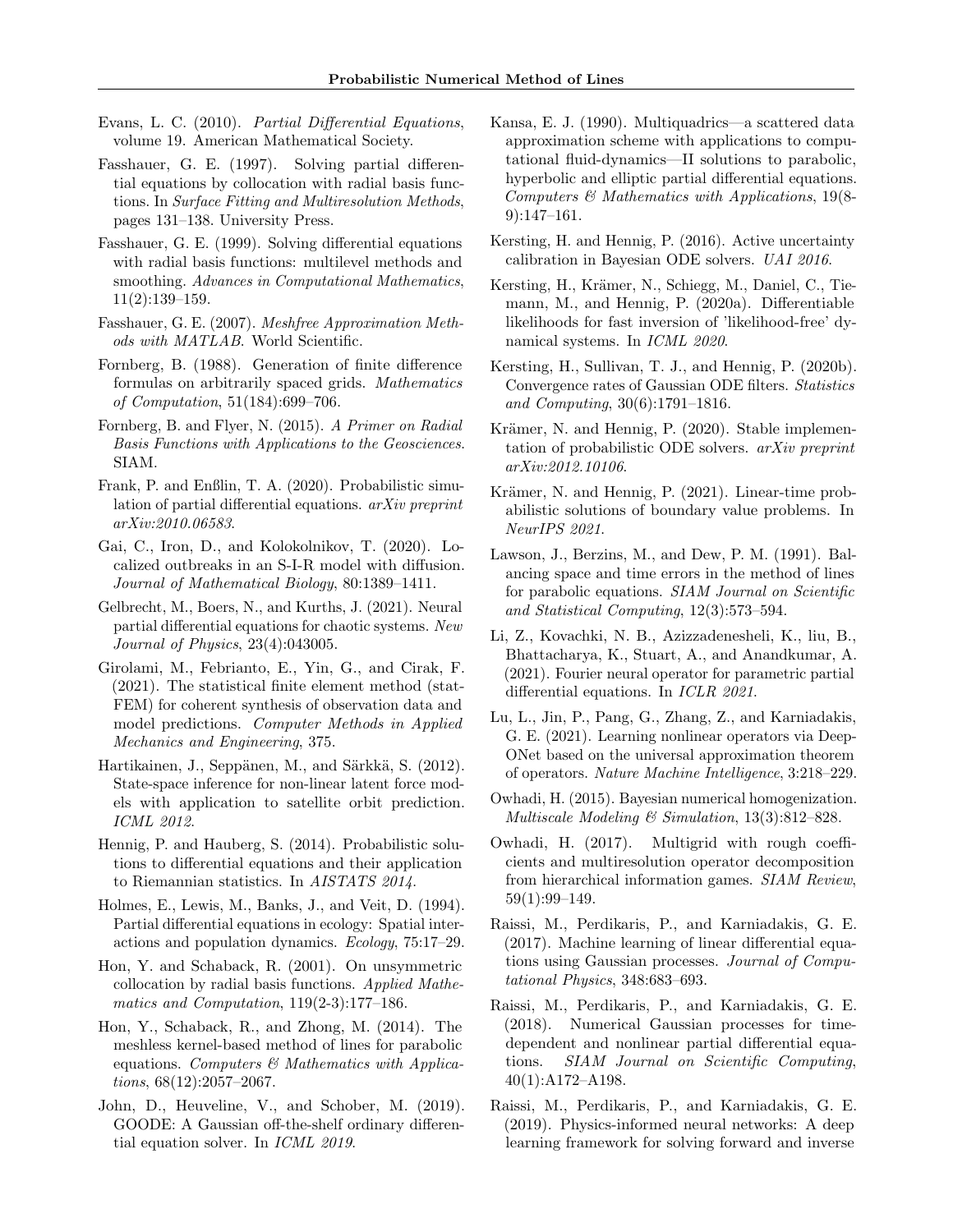Evans, L. C. (2010). *Partial Differential Equations*, volume 19. American Mathematical Society.

Fasshauer, G. E. (1997). Solving partial differential equations by collocation with radial basis functions. In *Surface Fitting and Multiresolution Methods*, pages 131–138. University Press.

Fasshauer, G. E. (1999). Solving differential equations with radial basis functions: multilevel methods and smoothing. *Advances in Computational Mathematics*, 11(2):139–159.

Fasshauer, G. E. (2007). *Meshfree Approximation Methods with MATLAB*. World Scientific.

Fornberg, B. (1988). Generation of finite difference formulas on arbitrarily spaced grids. *Mathematics of Computation*, 51(184):699–706.

Fornberg, B. and Flyer, N. (2015). *A Primer on Radial Basis Functions with Applications to the Geosciences*. SIAM.

Frank, P. and Enßlin, T. A. (2020). Probabilistic simulation of partial differential equations. *arXiv preprint arXiv:2010.06583*.

Gai, C., Iron, D., and Kolokolnikov, T. (2020). Localized outbreaks in an S-I-R model with diffusion. *Journal of Mathematical Biology*, 80:1389–1411.

Gelbrecht, M., Boers, N., and Kurths, J. (2021). Neural partial differential equations for chaotic systems. *New Journal of Physics*, 23(4):043005.

Girolami, M., Febrianto, E., Yin, G., and Cirak, F. (2021). The statistical finite element method (statFEM) for coherent synthesis of observation data and model predictions. *Computer Methods in Applied Mechanics and Engineering*, 375.

Hartikainen, J., Seppänen, M., and Särkkä, S. (2012). State-space inference for non-linear latent force models with application to satellite orbit prediction. *ICML 2012*.

Hennig, P. and Hauberg, S. (2014). Probabilistic solutions to differential equations and their application to Riemannian statistics. In *AISTATS 2014*.

Holmes, E., Lewis, M., Banks, J., and Veit, D. (1994). Partial differential equations in ecology: Spatial interactions and population dynamics. *Ecology*, 75:17–29.

Hon, Y. and Schaback, R. (2001). On unsymmetric collocation by radial basis functions. *Applied Mathematics and Computation*, 119(2-3):177–186.

Hon, Y., Schaback, R., and Zhong, M. (2014). The meshless kernel-based method of lines for parabolic equations. *Computers & Mathematics with Applications*, 68(12):2057–2067.

John, D., Heuveline, V., and Schober, M. (2019). GOODE: A Gaussian off-the-shelf ordinary differential equation solver. In *ICML 2019*.

Kansa, E. J. (1990). Multiquadrics—a scattered data approximation scheme with applications to computational fluid-dynamics—II solutions to parabolic, hyperbolic and elliptic partial differential equations. *Computers & Mathematics with Applications*, 19(8-9):147–161.

Kersting, H. and Hennig, P. (2016). Active uncertainty calibration in Bayesian ODE solvers. *UAI 2016*.

Kersting, H., Krämer, N., Schiegg, M., Daniel, C., Tiemann, M., and Hennig, P. (2020a). Differentiable likelihoods for fast inversion of 'likelihood-free' dynamical systems. In *ICML 2020*.

Kersting, H., Sullivan, T. J., and Hennig, P. (2020b). Convergence rates of Gaussian ODE filters. *Statistics and Computing*, 30(6):1791–1816.

Krämer, N. and Hennig, P. (2020). Stable implementation of probabilistic ODE solvers. *arXiv preprint arXiv:2012.10106*.

Krämer, N. and Hennig, P. (2021). Linear-time probabilistic solutions of boundary value problems. In *NeurIPS 2021*.

Lawson, J., Berzins, M., and Dew, P. M. (1991). Balancing space and time errors in the method of lines for parabolic equations. *SIAM Journal on Scientific and Statistical Computing*, 12(3):573–594.

Li, Z., Kovachki, N. B., Azizzadenesheli, K., liu, B., Bhattacharya, K., Stuart, A., and Anandkumar, A. (2021). Fourier neural operator for parametric partial differential equations. In *ICLR 2021*.

Lu, L., Jin, P., Pang, G., Zhang, Z., and Karniadakis, G. E. (2021). Learning nonlinear operators via DeepONet based on the universal approximation theorem of operators. *Nature Machine Intelligence*, 3:218–229.

Owhadi, H. (2015). Bayesian numerical homogenization. *Multiscale Modeling & Simulation*, 13(3):812–828.

Owhadi, H. (2017). Multigrid with rough coefficients and multiresolution operator decomposition from hierarchical information games. *SIAM Review*, 59(1):99–149.

Raissi, M., Perdikaris, P., and Karniadakis, G. E. (2017). Machine learning of linear differential equations using Gaussian processes. *Journal of Computational Physics*, 348:683–693.

Raissi, M., Perdikaris, P., and Karniadakis, G. E. (2018). Numerical Gaussian processes for time-dependent and nonlinear partial differential equations. *SIAM Journal on Scientific Computing*, 40(1):A172–A198.

Raissi, M., Perdikaris, P., and Karniadakis, G. E. (2019). Physics-informed neural networks: A deep learning framework for solving forward and inverse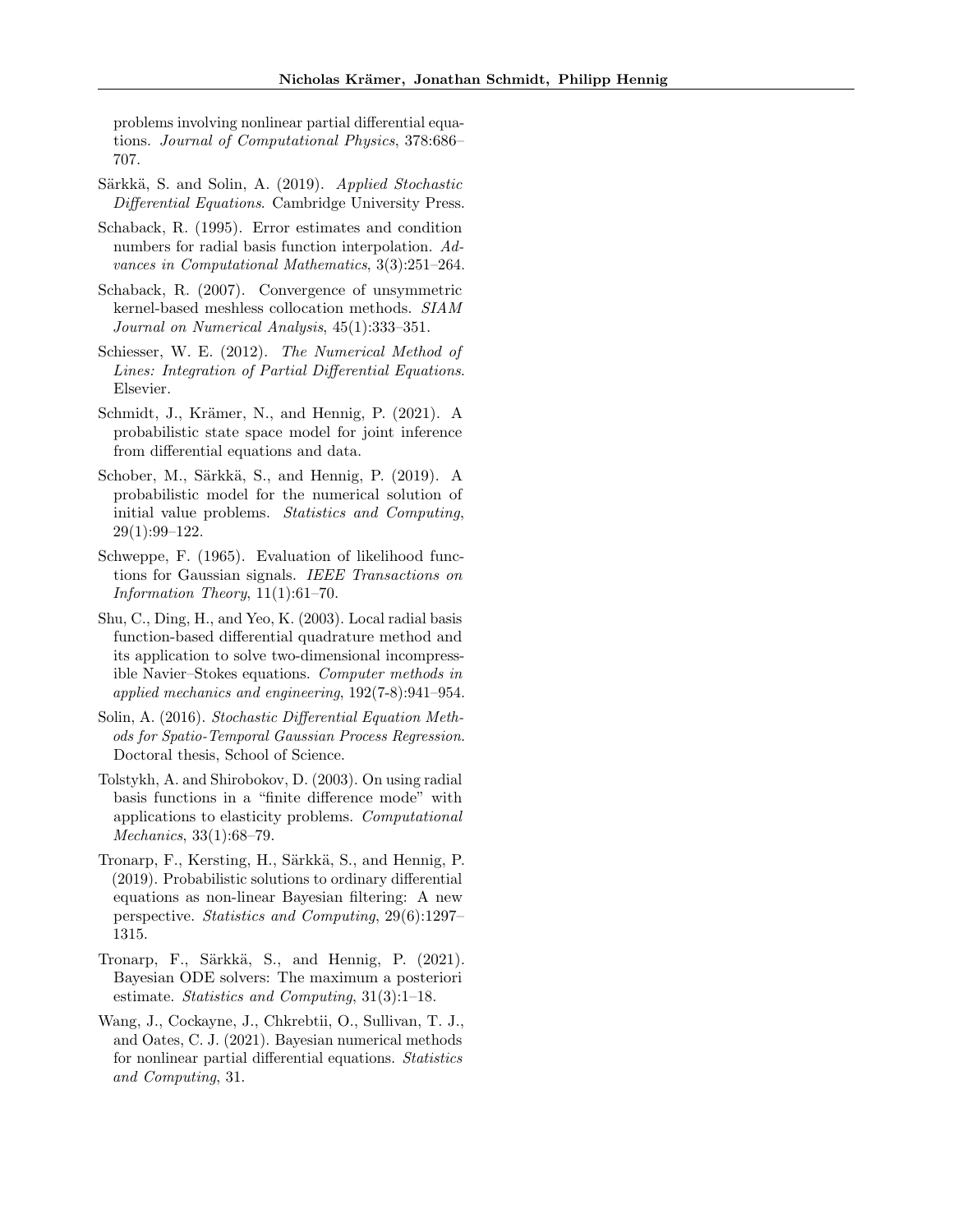problems involving nonlinear partial differential equations. *Journal of Computational Physics*, 378:686–707.

Särkkä, S. and Solin, A. (2019). *Applied Stochastic Differential Equations*. Cambridge University Press.

Schaback, R. (1995). Error estimates and condition numbers for radial basis function interpolation. *Advances in Computational Mathematics*, 3(3):251–264.

Schaback, R. (2007). Convergence of unsymmetric kernel-based meshless collocation methods. *SIAM Journal on Numerical Analysis*, 45(1):333–351.

Schiesser, W. E. (2012). *The Numerical Method of Lines: Integration of Partial Differential Equations*. Elsevier.

Schmidt, J., Krämer, N., and Hennig, P. (2021). A probabilistic state space model for joint inference from differential equations and data.

Schober, M., Särkkä, S., and Hennig, P. (2019). A probabilistic model for the numerical solution of initial value problems. *Statistics and Computing*, 29(1):99–122.

Schweppe, F. (1965). Evaluation of likelihood functions for Gaussian signals. *IEEE Transactions on Information Theory*, 11(1):61–70.

Shu, C., Ding, H., and Yeo, K. (2003). Local radial basis function-based differential quadrature method and its application to solve two-dimensional incompressible Navier–Stokes equations. *Computer methods in applied mechanics and engineering*, 192(7-8):941–954.

Solin, A. (2016). *Stochastic Differential Equation Methods for Spatio-Temporal Gaussian Process Regression*. Doctoral thesis, School of Science.

Tolstykh, A. and Shirobokov, D. (2003). On using radial basis functions in a "finite difference mode" with applications to elasticity problems. *Computational Mechanics*, 33(1):68–79.

Tronarp, F., Kersting, H., Särkkä, S., and Hennig, P. (2019). Probabilistic solutions to ordinary differential equations as non-linear Bayesian filtering: A new perspective. *Statistics and Computing*, 29(6):1297–1315.

Tronarp, F., Särkkä, S., and Hennig, P. (2021). Bayesian ODE solvers: The maximum a posteriori estimate. *Statistics and Computing*, 31(3):1–18.

Wang, J., Cockayne, J., Chkrebtii, O., Sullivan, T. J., and Oates, C. J. (2021). Bayesian numerical methods for nonlinear partial differential equations. *Statistics and Computing*, 31.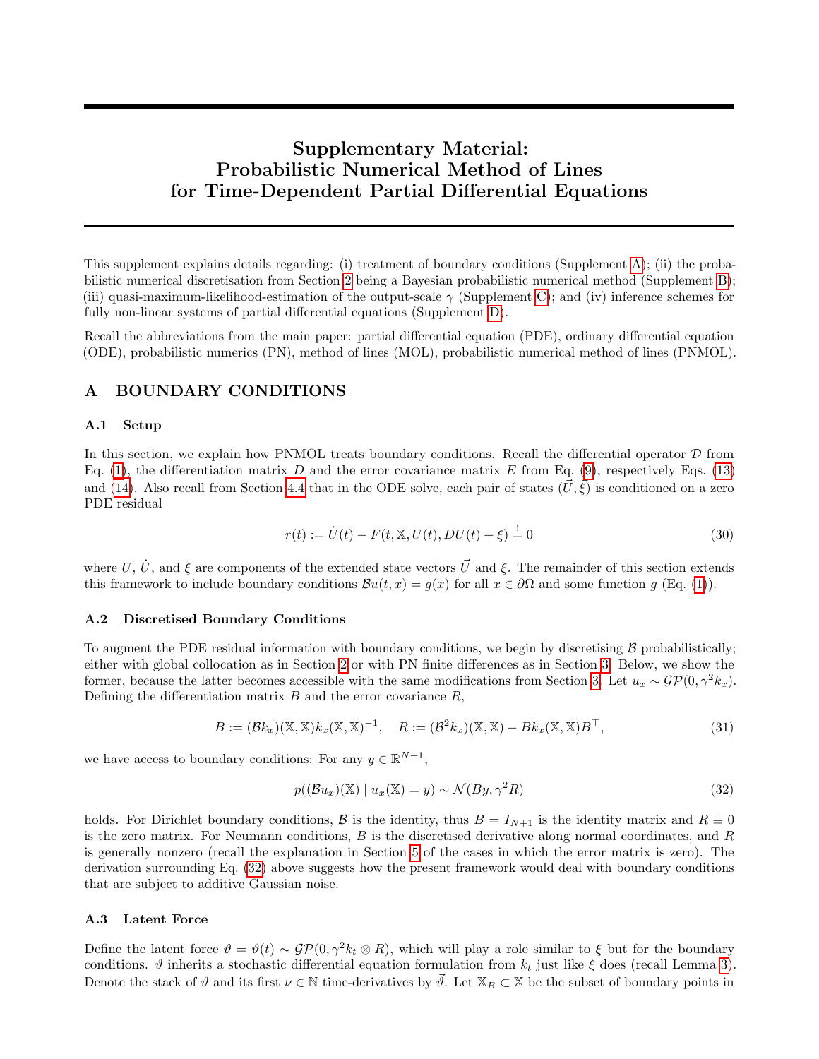# Supplementary Material: Probabilistic Numerical Method of Lines for Time-Dependent Partial Differential Equations

This supplement explains details regarding: (i) treatment of boundary conditions (Supplement A); (ii) the probabilistic numerical discretisation from Section 2 being a Bayesian probabilistic numerical method (Supplement B); (iii) quasi-maximum-likelihood-estimation of the output-scale $\gamma$ (Supplement C); and (iv) inference schemes for fully non-linear systems of partial differential equations (Supplement D).

Recall the abbreviations from the main paper: partial differential equation (PDE), ordinary differential equation (ODE), probabilistic numerics (PN), method of lines (MOL), probabilistic numerical method of lines (PNMOL).

## A BOUNDARY CONDITIONS

### A.1 Setup

In this section, we explain how PNMOL treats boundary conditions. Recall the differential operator $\mathcal{D}$ from Eq. (1), the differentiation matrix $D$ and the error covariance matrix $E$ from Eq. (9), respectively Eqs. (13) and (14). Also recall from Section 4.4 that in the ODE solve, each pair of states $(\vec{U}, \vec{\xi})$ is conditioned on a zero PDE residual

$$r(t) := \dot{U}(t) - F(t, \mathbb{X}, U(t), DU(t) + \xi) \stackrel{!}{=} 0 \tag{30}$$

where $U$, $\dot{U}$, and $\xi$ are components of the extended state vectors $\vec{U}$ and $\xi$. The remainder of this section extends this framework to include boundary conditions $\mathcal{B}u(t, x) = g(x)$ for all $x \in \partial\Omega$ and some function $g$ (Eq. (1)).

### A.2 Discretised Boundary Conditions

To augment the PDE residual information with boundary conditions, we begin by discretising $\mathcal{B}$ probabilistically; either with global collocation as in Section 2 or with PN finite differences as in Section 3. Below, we show the former, because the latter becomes accessible with the same modifications from Section 3. Let $u_x \sim \mathcal{GP}(0, \gamma^2 k_x)$. Defining the differentiation matrix $B$ and the error covariance $R$,

$$B := (\mathcal{B}k_x)(\mathbb{X}, \mathbb{X})k_x(\mathbb{X}, \mathbb{X})^{-1}, \quad R := (\mathcal{B}^2 k_x)(\mathbb{X}, \mathbb{X}) - Bk_x(\mathbb{X}, \mathbb{X})B^\top, \tag{31}$$

we have access to boundary conditions: For any $y \in \mathbb{R}^{N+1}$,

$$p((\mathcal{B}u_x)(\mathbb{X}) \mid u_x(\mathbb{X}) = y) \sim \mathcal{N}(By, \gamma^2 R) \tag{32}$$

holds. For Dirichlet boundary conditions, $\mathcal{B}$ is the identity, thus $B = I_{N+1}$ is the identity matrix and $R \equiv 0$ is the zero matrix. For Neumann conditions, $B$ is the discretised derivative along normal coordinates, and $R$ is generally nonzero (recall the explanation in Section 5 of the cases in which the error matrix is zero). The derivation surrounding Eq. (32) above suggests how the present framework would deal with boundary conditions that are subject to additive Gaussian noise.

### A.3 Latent Force

Define the latent force $\vartheta = \vartheta(t) \sim \mathcal{GP}(0, \gamma^2 k_t \otimes R)$, which will play a role similar to $\xi$ but for the boundary conditions. $\vartheta$ inherits a stochastic differential equation formulation from $k_t$ just like $\xi$ does (recall Lemma 3). Denote the stack of $\vartheta$ and its first $\nu \in \mathbb{N}$ time-derivatives by $\vec{\vartheta}$. Let $\mathbb{X}_B \subset \mathbb{X}$ be the subset of boundary points in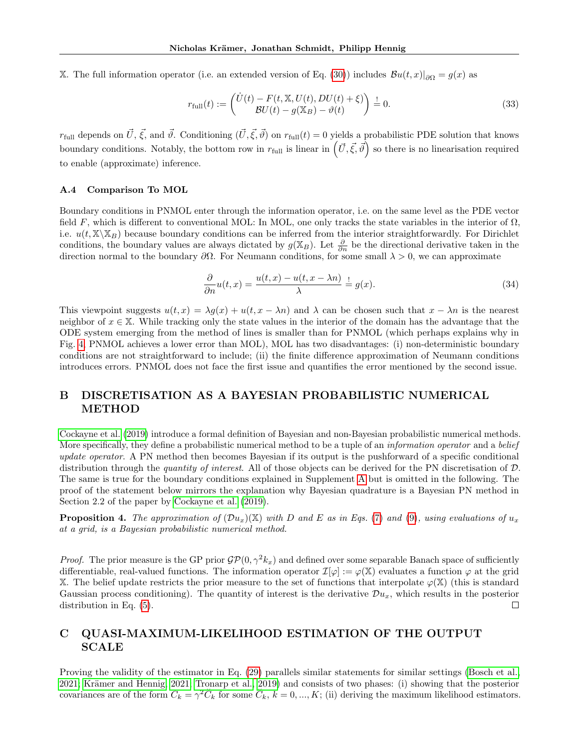$\mathbb{X}$. The full information operator (i.e. an extended version of Eq. (30)) includes $\mathcal{B}u(t,x)|_{\partial\Omega} = g(x)$ as

$$r_{\text{full}}(t) := \begin{pmatrix} \dot{U}(t) - F(t, \mathbb{X}, U(t), DU(t) + \xi) \\ \mathcal{B}U(t) - g(\mathbb{X}_B) - \vartheta(t) \end{pmatrix} \stackrel{!}{=} 0. \tag{33}$$

$r_{\text{full}}$ depends on $\vec{U}$, $\vec{\xi}$, and $\vec{\vartheta}$. Conditioning $(\vec{U}, \vec{\xi}, \vec{\vartheta})$ on $r_{\text{full}}(t) = 0$ yields a probabilistic PDE solution that knows boundary conditions. Notably, the bottom row in $r_{\text{full}}$ is linear in $\left(\vec{U}, \vec{\xi}, \vec{\vartheta}\right)$ so there is no linearisation required to enable (approximate) inference.

### A.4 Comparison To MOL

Boundary conditions in PNMOL enter through the information operator, i.e. on the same level as the PDE vector field $F$, which is different to conventional MOL: In MOL, one only tracks the state variables in the interior of $\Omega$, i.e. $u(t, \mathbb{X}\backslash\mathbb{X}_B)$ because boundary conditions can be inferred from the interior straightforwardly. For Dirichlet conditions, the boundary values are always dictated by $g(\mathbb{X}_B)$. Let $\frac{\partial}{\partial n}$ be the directional derivative taken in the direction normal to the boundary $\partial\Omega$. For Neumann conditions, for some small $\lambda > 0$, we can approximate

$$\frac{\partial}{\partial n} u(t,x) = \frac{u(t,x) - u(t, x - \lambda n)}{\lambda} \stackrel{!}{=} g(x). \tag{34}$$

This viewpoint suggests $u(t,x) = \lambda g(x) + u(t, x - \lambda n)$ and $\lambda$ can be chosen such that $x - \lambda n$ is the nearest neighbor of $x \in \mathbb{X}$. While tracking only the state values in the interior of the domain has the advantage that the ODE system emerging from the method of lines is smaller than for PNMOL (which perhaps explains why in Fig. 4, PNMOL achieves a lower error than MOL), MOL has two disadvantages: (i) non-deterministic boundary conditions are not straightforward to include; (ii) the finite difference approximation of Neumann conditions introduces errors. PNMOL does not face the first issue and quantifies the error mentioned by the second issue.

## B DISCRETISATION AS A BAYESIAN PROBABILISTIC NUMERICAL METHOD

Cockayne et al. (2019) introduce a formal definition of Bayesian and non-Bayesian probabilistic numerical methods. More specifically, they define a probabilistic numerical method to be a tuple of an *information operator* and a *belief update operator*. A PN method then becomes Bayesian if its output is the pushforward of a specific conditional distribution through the *quantity of interest*. All of those objects can be derived for the PN discretisation of $\mathcal{D}$. The same is true for the boundary conditions explained in Supplement A but is omitted in the following. The proof of the statement below mirrors the explanation why Bayesian quadrature is a Bayesian PN method in Section 2.2 of the paper by Cockayne et al. (2019).

**Proposition 4.** *The approximation of $(\mathcal{D}u_x)(\mathbb{X})$ with $D$ and $E$ as in Eqs. (7) and (9), using evaluations of $u_x$ at a grid, is a Bayesian probabilistic numerical method.*

*Proof.* The prior measure is the GP prior $\mathcal{GP}(0, \gamma^2 k_x)$ and defined over some separable Banach space of sufficiently differentiable, real-valued functions. The information operator $\mathcal{I}[\varphi] := \varphi(\mathbb{X})$ evaluates a function $\varphi$ at the grid $\mathbb{X}$. The belief update restricts the prior measure to the set of functions that interpolate $\varphi(\mathbb{X})$ (this is standard Gaussian process conditioning). The quantity of interest is the derivative $\mathcal{D}u_x$, which results in the posterior distribution in Eq. (5). □

## C QUASI-MAXIMUM-LIKELIHOOD ESTIMATION OF THE OUTPUT SCALE

Proving the validity of the estimator in Eq. (29) parallels similar statements for similar settings (Bosch et al., 2021; Krämer and Hennig, 2021; Tronarp et al., 2019) and consists of two phases: (i) showing that the posterior covariances are of the form $C_k = \gamma^2 \breve{C}_k$ for some $\breve{C}_k$, $k = 0, ..., K$; (ii) deriving the maximum likelihood estimators.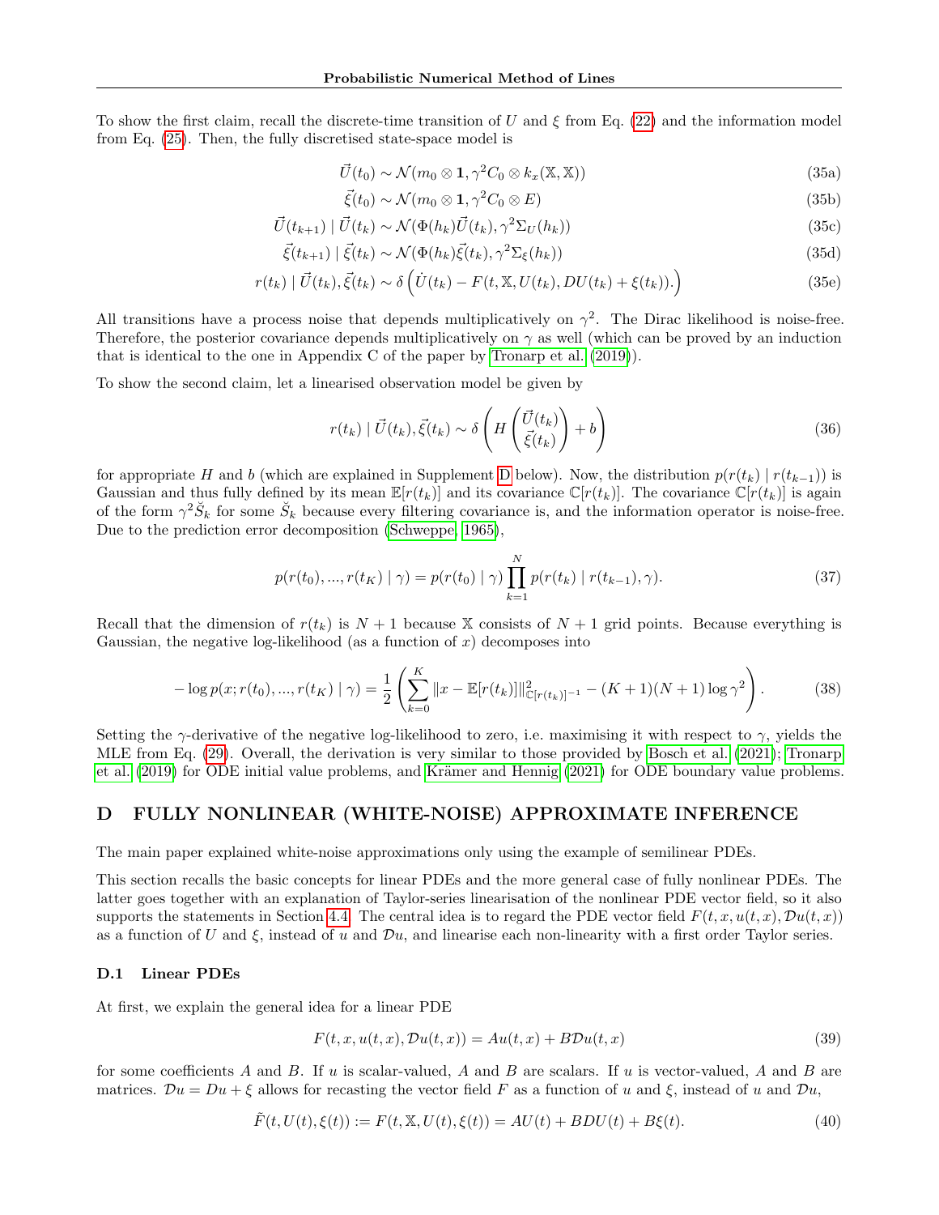To show the first claim, recall the discrete-time transition of $U$ and $\xi$ from Eq. (22) and the information model from Eq. (25). Then, the fully discretised state-space model is

$$\vec{U}(t_0) \sim \mathcal{N}(m_0 \otimes \mathbf{1}, \gamma^2 C_0 \otimes k_x(\mathbb{X}, \mathbb{X})) \tag{35a}$$

$$\vec{\xi}(t_0) \sim \mathcal{N}(m_0 \otimes \mathbf{1}, \gamma^2 C_0 \otimes E) \tag{35b}$$

$$\vec{U}(t_{k+1}) \mid \vec{U}(t_k) \sim \mathcal{N}(\Phi(h_k)\vec{U}(t_k), \gamma^2 \Sigma_U(h_k)) \tag{35c}$$

$$\vec{\xi}(t_{k+1}) \mid \vec{\xi}(t_k) \sim \mathcal{N}(\Phi(h_k)\vec{\xi}(t_k), \gamma^2 \Sigma_\xi(h_k)) \tag{35d}$$

$$r(t_k) \mid \vec{U}(t_k), \vec{\xi}(t_k) \sim \delta\left(\dot{U}(t_k) - F(t, \mathbb{X}, U(t_k), DU(t_k) + \xi(t_k)).\right) \tag{35e}$$

All transitions have a process noise that depends multiplicatively on $\gamma^2$. The Dirac likelihood is noise-free. Therefore, the posterior covariance depends multiplicatively on $\gamma$ as well (which can be proved by an induction that is identical to the one in Appendix C of the paper by Tronarp et al. (2019)).

To show the second claim, let a linearised observation model be given by

$$r(t_k) \mid \vec{U}(t_k), \vec{\xi}(t_k) \sim \delta\left(H\begin{pmatrix}\vec{U}(t_k)\\ \vec{\xi}(t_k)\end{pmatrix} + b\right) \tag{36}$$

for appropriate $H$ and $b$ (which are explained in Supplement D below). Now, the distribution $p(r(t_k) \mid r(t_{k-1}))$ is Gaussian and thus fully defined by its mean $\mathbb{E}[r(t_k)]$ and its covariance $\mathbb{C}[r(t_k)]$. The covariance $\mathbb{C}[r(t_k)]$ is again of the form $\gamma^2 \check{S}_k$ for some $\check{S}_k$ because every filtering covariance is, and the information operator is noise-free. Due to the prediction error decomposition (Schweppe, 1965),

$$p(r(t_0), ..., r(t_K) \mid \gamma) = p(r(t_0) \mid \gamma) \prod_{k=1}^{N} p(r(t_k) \mid r(t_{k-1}), \gamma). \tag{37}$$

Recall that the dimension of $r(t_k)$ is $N+1$ because $\mathbb{X}$ consists of $N+1$ grid points. Because everything is Gaussian, the negative log-likelihood (as a function of $x$) decomposes into

$$-\log p(x; r(t_0), ..., r(t_K) \mid \gamma) = \frac{1}{2}\left(\sum_{k=0}^{K} \|x - \mathbb{E}[r(t_k)]\|^2_{\mathbb{C}[r(t_k)]^{-1}} - (K+1)(N+1)\log\gamma^2\right). \tag{38}$$

Setting the $\gamma$-derivative of the negative log-likelihood to zero, i.e. maximising it with respect to $\gamma$, yields the MLE from Eq. (29). Overall, the derivation is very similar to those provided by Bosch et al. (2021); Tronarp et al. (2019) for ODE initial value problems, and Krämer and Hennig (2021) for ODE boundary value problems.

# D FULLY NONLINEAR (WHITE-NOISE) APPROXIMATE INFERENCE

The main paper explained white-noise approximations only using the example of semilinear PDEs.

This section recalls the basic concepts for linear PDEs and the more general case of fully nonlinear PDEs. The latter goes together with an explanation of Taylor-series linearisation of the nonlinear PDE vector field, so it also supports the statements in Section 4.4. The central idea is to regard the PDE vector field $F(t, x, u(t, x), \mathcal{D}u(t, x))$ as a function of $U$ and $\xi$, instead of $u$ and $\mathcal{D}u$, and linearise each non-linearity with a first order Taylor series.

## D.1 Linear PDEs

At first, we explain the general idea for a linear PDE

$$F(t, x, u(t, x), \mathcal{D}u(t, x)) = Au(t, x) + B\mathcal{D}u(t, x) \tag{39}$$

for some coefficients $A$ and $B$. If $u$ is scalar-valued, $A$ and $B$ are scalars. If $u$ is vector-valued, $A$ and $B$ are matrices. $\mathcal{D}u = Du + \xi$ allows for recasting the vector field $F$ as a function of $u$ and $\xi$, instead of $u$ and $\mathcal{D}u$,

$$\tilde{F}(t, U(t), \xi(t)) := F(t, \mathbb{X}, U(t), \xi(t)) = AU(t) + BDU(t) + B\xi(t). \tag{40}$$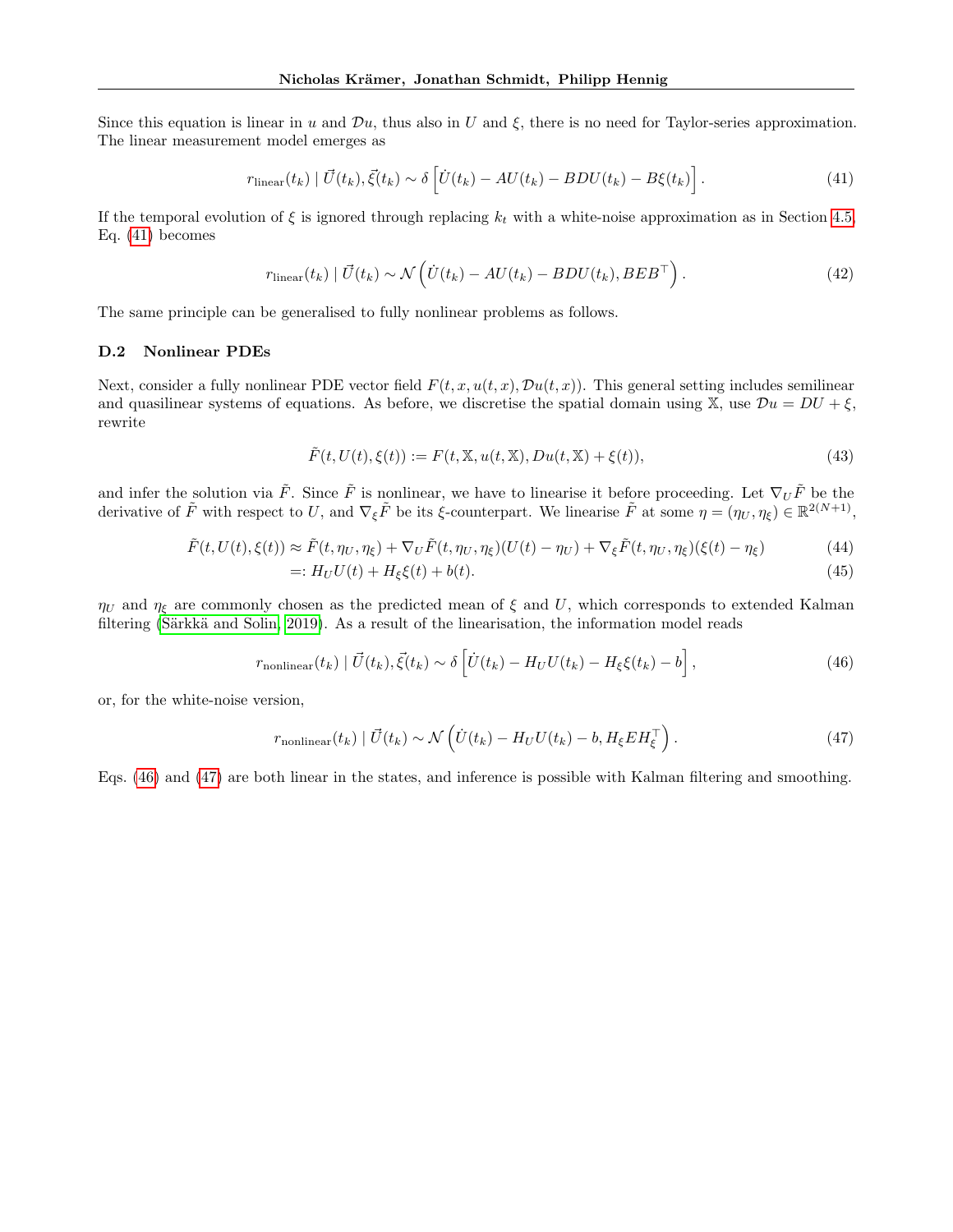Since this equation is linear in $u$ and $\mathcal{D}u$, thus also in $U$ and $\xi$, there is no need for Taylor-series approximation. The linear measurement model emerges as

$$r_{\text{linear}}(t_k) \mid \vec{U}(t_k), \vec{\xi}(t_k) \sim \delta\left[\dot{U}(t_k) - AU(t_k) - BDU(t_k) - B\xi(t_k)\right]. \tag{41}$$

If the temporal evolution of $\xi$ is ignored through replacing $k_t$ with a white-noise approximation as in Section 4.5, Eq. (41) becomes

$$r_{\text{linear}}(t_k) \mid \vec{U}(t_k) \sim \mathcal{N}\left(\dot{U}(t_k) - AU(t_k) - BDU(t_k), BEB^\top\right). \tag{42}$$

The same principle can be generalised to fully nonlinear problems as follows.

### D.2 Nonlinear PDEs

Next, consider a fully nonlinear PDE vector field $F(t, x, u(t, x), \mathcal{D}u(t, x))$. This general setting includes semilinear and quasilinear systems of equations. As before, we discretise the spatial domain using $\mathbb{X}$, use $\mathcal{D}u = DU + \xi$, rewrite

$$\tilde{F}(t, U(t), \xi(t)) := F(t, \mathbb{X}, u(t, \mathbb{X}), Du(t, \mathbb{X}) + \xi(t)), \tag{43}$$

and infer the solution via $\tilde{F}$. Since $\tilde{F}$ is nonlinear, we have to linearise it before proceeding. Let $\nabla_U \tilde{F}$ be the derivative of $\tilde{F}$ with respect to $U$, and $\nabla_\xi \tilde{F}$ be its $\xi$-counterpart. We linearise $\tilde{F}$ at some $\eta = (\eta_U, \eta_\xi) \in \mathbb{R}^{2(N+1)}$,

$$\tilde{F}(t, U(t), \xi(t)) \approx \tilde{F}(t, \eta_U, \eta_\xi) + \nabla_U \tilde{F}(t, \eta_U, \eta_\xi)(U(t) - \eta_U) + \nabla_\xi \tilde{F}(t, \eta_U, \eta_\xi)(\xi(t) - \eta_\xi) \tag{44}$$

$$=: H_U U(t) + H_\xi \xi(t) + b(t). \tag{45}$$

$\eta_U$ and $\eta_\xi$ are commonly chosen as the predicted mean of $\xi$ and $U$, which corresponds to extended Kalman filtering (Särkkä and Solin, 2019). As a result of the linearisation, the information model reads

$$r_{\text{nonlinear}}(t_k) \mid \vec{U}(t_k), \vec{\xi}(t_k) \sim \delta\left[\dot{U}(t_k) - H_U U(t_k) - H_\xi \xi(t_k) - b\right], \tag{46}$$

or, for the white-noise version,

$$r_{\text{nonlinear}}(t_k) \mid \vec{U}(t_k) \sim \mathcal{N}\left(\dot{U}(t_k) - H_U U(t_k) - b, H_\xi E H_\xi^\top\right). \tag{47}$$

Eqs. (46) and (47) are both linear in the states, and inference is possible with Kalman filtering and smoothing.